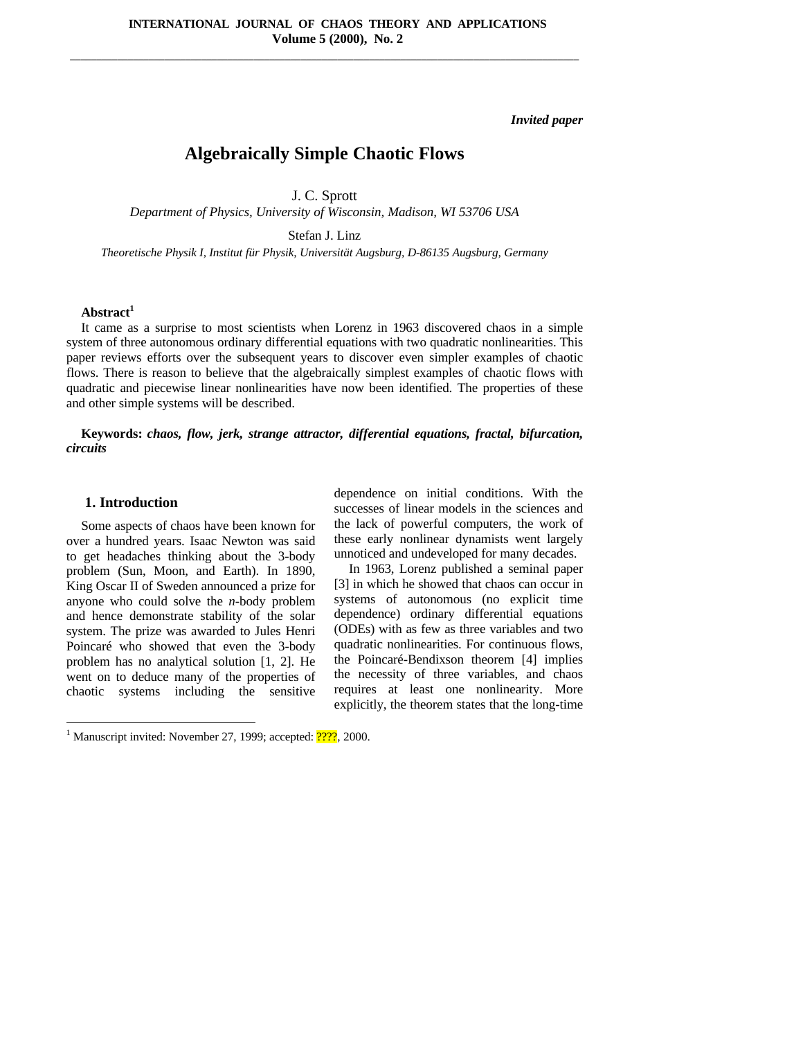*Invited paper*

# Algebraically Simple Chaotic Flows

J. C. Sprott

*Department of Physics, University of Wisconsin, Madison, WI 53706 USA*

Stefan J. Linz

*Theoretische Physik I, Institut für Physik, Universität Augsburg, D-86135 Augsburg, Germany*

**Abstract**[1]

It came as a surprise to most scientists when Lorenz in 1963 discovered chaos in a simple system of three autonomous ordinary differential equations with two quadratic nonlinearities. This paper reviews efforts over the subsequent years to discover even simpler examples of chaotic flows. There is reason to believe that the algebraically simplest examples of chaotic flows with quadratic and piecewise linear nonlinearities have now been identified. The properties of these and other simple systems will be described.

**Keywords:** ***chaos, flow, jerk, strange attractor, differential equations, fractal, bifurcation, circuits***

## 1. Introduction

Some aspects of chaos have been known for over a hundred years. Isaac Newton was said to get headaches thinking about the 3-body problem (Sun, Moon, and Earth). In 1890, King Oscar II of Sweden announced a prize for anyone who could solve the *n*-body problem and hence demonstrate stability of the solar system. The prize was awarded to Jules Henri Poincaré who showed that even the 3-body problem has no analytical solution [1, 2]. He went on to deduce many of the properties of chaotic systems including the sensitive dependence on initial conditions. With the successes of linear models in the sciences and the lack of powerful computers, the work of these early nonlinear dynamists went largely unnoticed and undeveloped for many decades.

In 1963, Lorenz published a seminal paper [3] in which he showed that chaos can occur in systems of autonomous (no explicit time dependence) ordinary differential equations (ODEs) with as few as three variables and two quadratic nonlinearities. For continuous flows, the Poincaré-Bendixson theorem [4] implies the necessity of three variables, and chaos requires at least one nonlinearity. More explicitly, the theorem states that the long-time

---

[1] Manuscript invited: November 27, 1999; accepted: ????, 2000.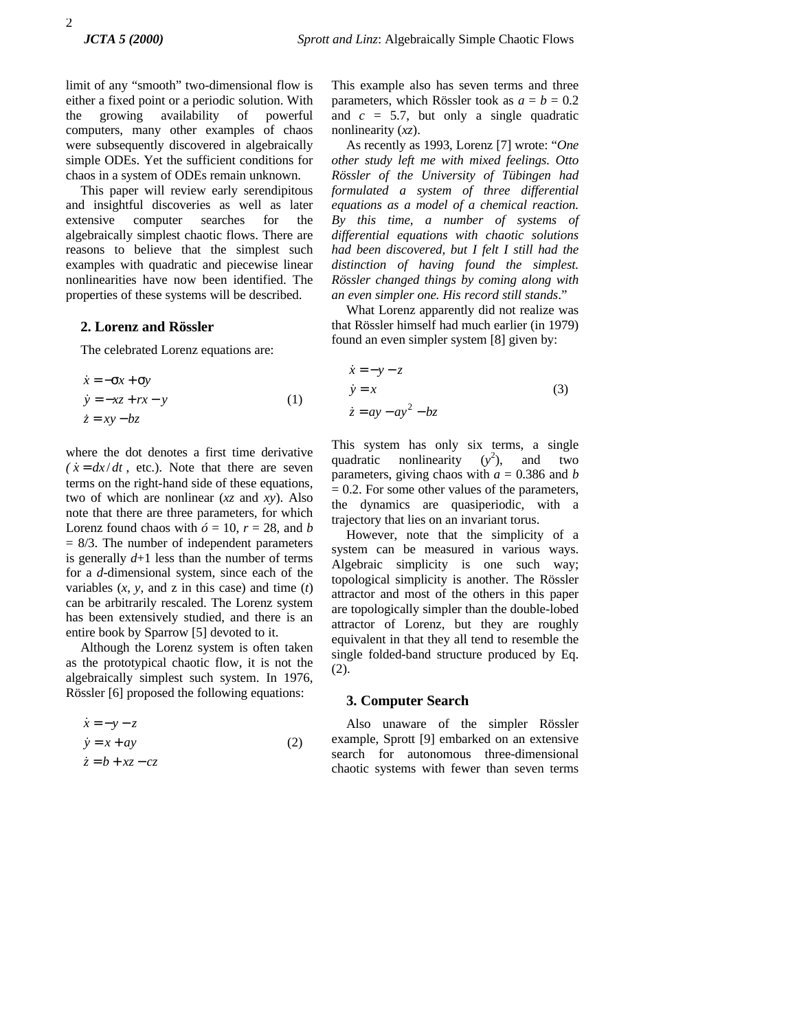limit of any “smooth” two-dimensional flow is either a fixed point or a periodic solution. With the growing availability of powerful computers, many other examples of chaos were subsequently discovered in algebraically simple ODEs. Yet the sufficient conditions for chaos in a system of ODEs remain unknown.

This paper will review early serendipitous and insightful discoveries as well as later extensive computer searches for the algebraically simplest chaotic flows. There are reasons to believe that the simplest such examples with quadratic and piecewise linear nonlinearities have now been identified. The properties of these systems will be described.

## 2. Lorenz and Rössler

The celebrated Lorenz equations are:

$$\begin{aligned} \dot{x} &= -\sigma x + \sigma y \\ \dot{y} &= -xz + rx - y \\ \dot{z} &= xy - bz \end{aligned} \tag{1}$$

where the dot denotes a first time derivative ($\dot{x} = dx/dt$, etc.). Note that there are seven terms on the right-hand side of these equations, two of which are nonlinear ($xz$ and $xy$). Also note that there are three parameters, for which Lorenz found chaos with $\sigma = 10$, $r = 28$, and $b = 8/3$. The number of independent parameters is generally $d+1$ less than the number of terms for a $d$-dimensional system, since each of the variables ($x$, $y$, and z in this case) and time ($t$) can be arbitrarily rescaled. The Lorenz system has been extensively studied, and there is an entire book by Sparrow [5] devoted to it.

Although the Lorenz system is often taken as the prototypical chaotic flow, it is not the algebraically simplest such system. In 1976, Rössler [6] proposed the following equations:

$$\begin{aligned} \dot{x} &= -y - z \\ \dot{y} &= x + ay \\ \dot{z} &= b + xz - cz \end{aligned} \tag{2}$$

This example also has seven terms and three parameters, which Rössler took as $a = b = 0.2$ and $c = 5.7$, but only a single quadratic nonlinearity ($xz$).

As recently as 1993, Lorenz [7] wrote: “*One other study left me with mixed feelings. Otto Rössler of the University of Tübingen had formulated a system of three differential equations as a model of a chemical reaction. By this time, a number of systems of differential equations with chaotic solutions had been discovered, but I felt I still had the distinction of having found the simplest. Rössler changed things by coming along with an even simpler one. His record still stands*.”

What Lorenz apparently did not realize was that Rössler himself had much earlier (in 1979) found an even simpler system [8] given by:

$$\begin{aligned} \dot{x} &= -y - z \\ \dot{y} &= x \\ \dot{z} &= ay - ay^2 - bz \end{aligned} \tag{3}$$

This system has only six terms, a single quadratic nonlinearity ($y^2$), and two parameters, giving chaos with $a = 0.386$ and $b = 0.2$. For some other values of the parameters, the dynamics are quasiperiodic, with a trajectory that lies on an invariant torus.

However, note that the simplicity of a system can be measured in various ways. Algebraic simplicity is one such way; topological simplicity is another. The Rössler attractor and most of the others in this paper are topologically simpler than the double-lobed attractor of Lorenz, but they are roughly equivalent in that they all tend to resemble the single folded-band structure produced by Eq. (2).

## 3. Computer Search

Also unaware of the simpler Rössler example, Sprott [9] embarked on an extensive search for autonomous three-dimensional chaotic systems with fewer than seven terms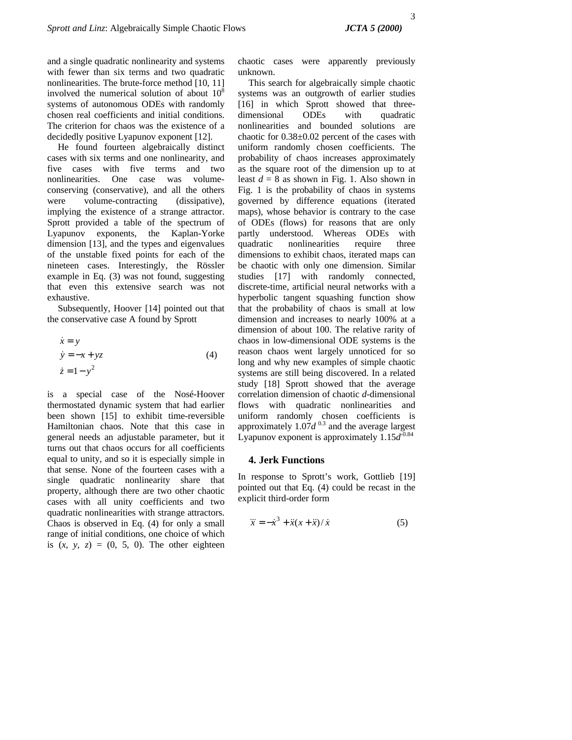and a single quadratic nonlinearity and systems with fewer than six terms and two quadratic nonlinearities. The brute-force method [10, 11] involved the numerical solution of about $10^8$ systems of autonomous ODEs with randomly chosen real coefficients and initial conditions. The criterion for chaos was the existence of a decidedly positive Lyapunov exponent [12].

He found fourteen algebraically distinct cases with six terms and one nonlinearity, and five cases with five terms and two nonlinearities. One case was volume-conserving (conservative), and all the others were volume-contracting (dissipative), implying the existence of a strange attractor. Sprott provided a table of the spectrum of Lyapunov exponents, the Kaplan-Yorke dimension [13], and the types and eigenvalues of the unstable fixed points for each of the nineteen cases. Interestingly, the Rössler example in Eq. (3) was not found, suggesting that even this extensive search was not exhaustive.

Subsequently, Hoover [14] pointed out that the conservative case A found by Sprott

$$
\begin{aligned}
\dot{x} &= y \\
\dot{y} &= -x + yz \\
\dot{z} &= 1 - y^2
\end{aligned}
\tag{4}
$$

is a special case of the Nosé-Hoover thermostated dynamic system that had earlier been shown [15] to exhibit time-reversible Hamiltonian chaos. Note that this case in general needs an adjustable parameter, but it turns out that chaos occurs for all coefficients equal to unity, and so it is especially simple in that sense. None of the fourteen cases with a single quadratic nonlinearity share that property, although there are two other chaotic cases with all unity coefficients and two quadratic nonlinearities with strange attractors. Chaos is observed in Eq. (4) for only a small range of initial conditions, one choice of which is $(x, y, z) = (0, 5, 0)$. The other eighteen chaotic cases were apparently previously unknown.

This search for algebraically simple chaotic systems was an outgrowth of earlier studies [16] in which Sprott showed that three-dimensional ODEs with quadratic nonlinearities and bounded solutions are chaotic for $0.38 \pm 0.02$ percent of the cases with uniform randomly chosen coefficients. The probability of chaos increases approximately as the square root of the dimension up to at least $d = 8$ as shown in Fig. 1. Also shown in Fig. 1 is the probability of chaos in systems governed by difference equations (iterated maps), whose behavior is contrary to the case of ODEs (flows) for reasons that are only partly understood. Whereas ODEs with quadratic nonlinearities require three dimensions to exhibit chaos, iterated maps can be chaotic with only one dimension. Similar studies [17] with randomly connected, discrete-time, artificial neural networks with a hyperbolic tangent squashing function show that the probability of chaos is small at low dimension and increases to nearly 100% at a dimension of about 100. The relative rarity of chaos in low-dimensional ODE systems is the reason chaos went largely unnoticed for so long and why new examples of simple chaotic systems are still being discovered. In a related study [18] Sprott showed that the average correlation dimension of chaotic $d$-dimensional flows with quadratic nonlinearities and uniform randomly chosen coefficients is approximately $1.07d^{0.3}$ and the average largest Lyapunov exponent is approximately $1.15d^{-0.84}$

## 4. Jerk Functions

In response to Sprott's work, Gottlieb [19] pointed out that Eq. (4) could be recast in the explicit third-order form

$$
\dddot{x} = -\dot{x}^3 + \ddot{x}(x + \ddot{x}) / \dot{x} \tag{5}
$$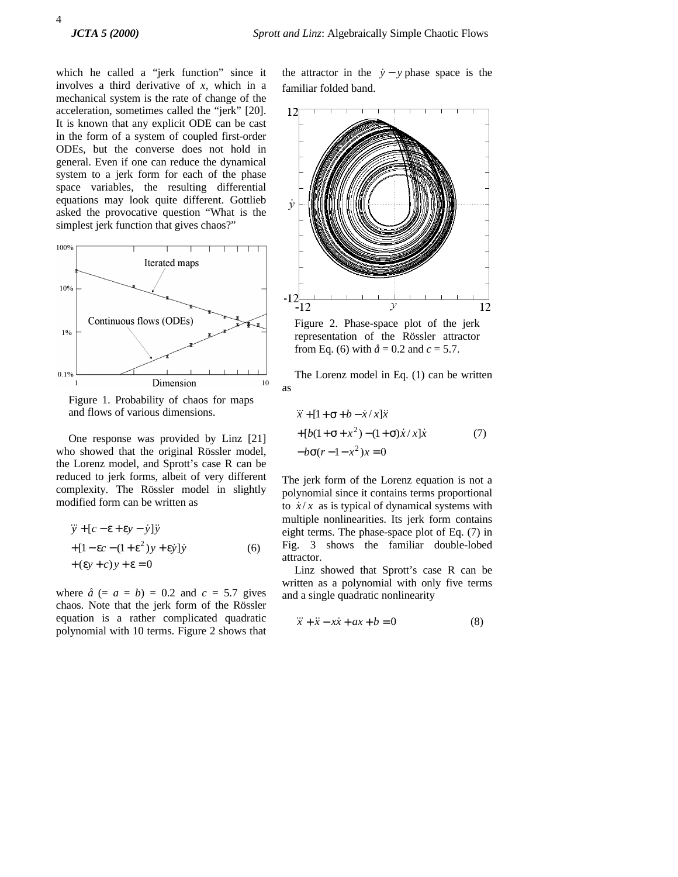which he called a "jerk function" since it involves a third derivative of *x*, which in a mechanical system is the rate of change of the acceleration, sometimes called the "jerk" [20]. It is known that any explicit ODE can be cast in the form of a system of coupled first-order ODEs, but the converse does not hold in general. Even if one can reduce the dynamical system to a jerk form for each of the phase space variables, the resulting differential equations may look quite different. Gottlieb asked the provocative question "What is the simplest jerk function that gives chaos?"

Figure 1. Probability of chaos for maps and flows of various dimensions.

One response was provided by Linz [21] who showed that the original Rössler model, the Lorenz model, and Sprott's case R can be reduced to jerk forms, albeit of very different complexity. The Rössler model in slightly modified form can be written as

$$
\begin{aligned}
&\dddot{y} + [c - \varepsilon + \varepsilon y - \dot{y}]\ddot{y} \\
&+ [1 - \varepsilon c - (1 + \varepsilon^2)y + \varepsilon \dot{y}]\dot{y} \\
&+ (\varepsilon y + c)y + \varepsilon = 0
\end{aligned}
\tag{6}
$$

where $\varepsilon$ (= $a$ = $b$) = 0.2 and $c$ = 5.7 gives chaos. Note that the jerk form of the Rössler equation is a rather complicated quadratic polynomial with 10 terms. Figure 2 shows that the attractor in the $\dot{y} - y$ phase space is the familiar folded band.

Figure 2. Phase-space plot of the jerk representation of the Rössler attractor from Eq. (6) with $\varepsilon$ = 0.2 and $c$ = 5.7.

The Lorenz model in Eq. (1) can be written as

$$
\begin{aligned}
&\dddot{x} + [1 + \sigma + b - \dot{x}/x]\ddot{x} \\
&+ [b(1 + \sigma + x^2) - (1 + \sigma)\dot{x}/x]\dot{x} \\
&- b\sigma(r - 1 - x^2)x = 0
\end{aligned}
\tag{7}
$$

The jerk form of the Lorenz equation is not a polynomial since it contains terms proportional to $\dot{x}/x$ as is typical of dynamical systems with multiple nonlinearities. Its jerk form contains eight terms. The phase-space plot of Eq. (7) in Fig. 3 shows the familiar double-lobed attractor.

Linz showed that Sprott's case R can be written as a polynomial with only five terms and a single quadratic nonlinearity

$$
\dddot{x} + \ddot{x} - x\dot{x} + ax + b = 0 \tag{8}
$$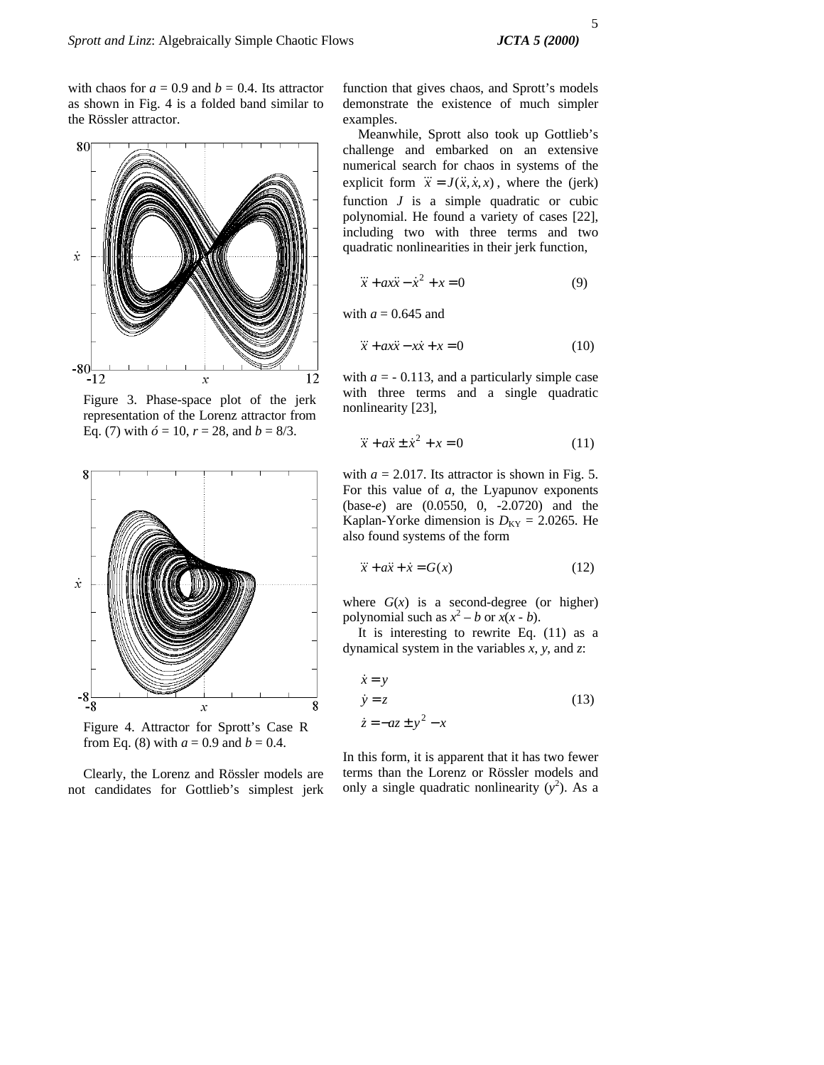with chaos for $a = 0.9$ and $b = 0.4$. Its attractor as shown in Fig. 4 is a folded band similar to the Rössler attractor.

Figure 3. Phase-space plot of the jerk representation of the Lorenz attractor from Eq. (7) with $\sigma = 10$, $r = 28$, and $b = 8/3$.

Figure 4. Attractor for Sprott's Case R from Eq. (8) with $a = 0.9$ and $b = 0.4$.

Clearly, the Lorenz and Rössler models are not candidates for Gottlieb's simplest jerk function that gives chaos, and Sprott's models demonstrate the existence of much simpler examples.

Meanwhile, Sprott also took up Gottlieb's challenge and embarked on an extensive numerical search for chaos in systems of the explicit form $\dddot{x} = J(\ddot{x}, \dot{x}, x)$, where the (jerk) function $J$ is a simple quadratic or cubic polynomial. He found a variety of cases [22], including two with three terms and two quadratic nonlinearities in their jerk function,

$$\dddot{x} + ax\ddot{x} - \dot{x}^2 + x = 0 \tag{9}$$

with $a = 0.645$ and

$$\dddot{x} + ax\ddot{x} - x\dot{x} + x = 0 \tag{10}$$

with $a = -0.113$, and a particularly simple case with three terms and a single quadratic nonlinearity [23],

$$\dddot{x} + a\ddot{x} \pm \dot{x}^2 + x = 0 \tag{11}$$

with $a = 2.017$. Its attractor is shown in Fig. 5. For this value of $a$, the Lyapunov exponents (base-$e$) are (0.0550, 0, -2.0720) and the Kaplan-Yorke dimension is $D_{KY} = 2.0265$. He also found systems of the form

$$\dddot{x} + a\ddot{x} + \dot{x} = G(x) \tag{12}$$

where $G(x)$ is a second-degree (or higher) polynomial such as $x^2 - b$ or $x(x - b)$.

It is interesting to rewrite Eq. (11) as a dynamical system in the variables $x$, $y$, and $z$:

$$\begin{aligned} \dot{x} &= y \\ \dot{y} &= z \\ \dot{z} &= -az \pm y^2 - x \end{aligned} \tag{13}$$

In this form, it is apparent that it has two fewer terms than the Lorenz or Rössler models and only a single quadratic nonlinearity ($y^2$). As a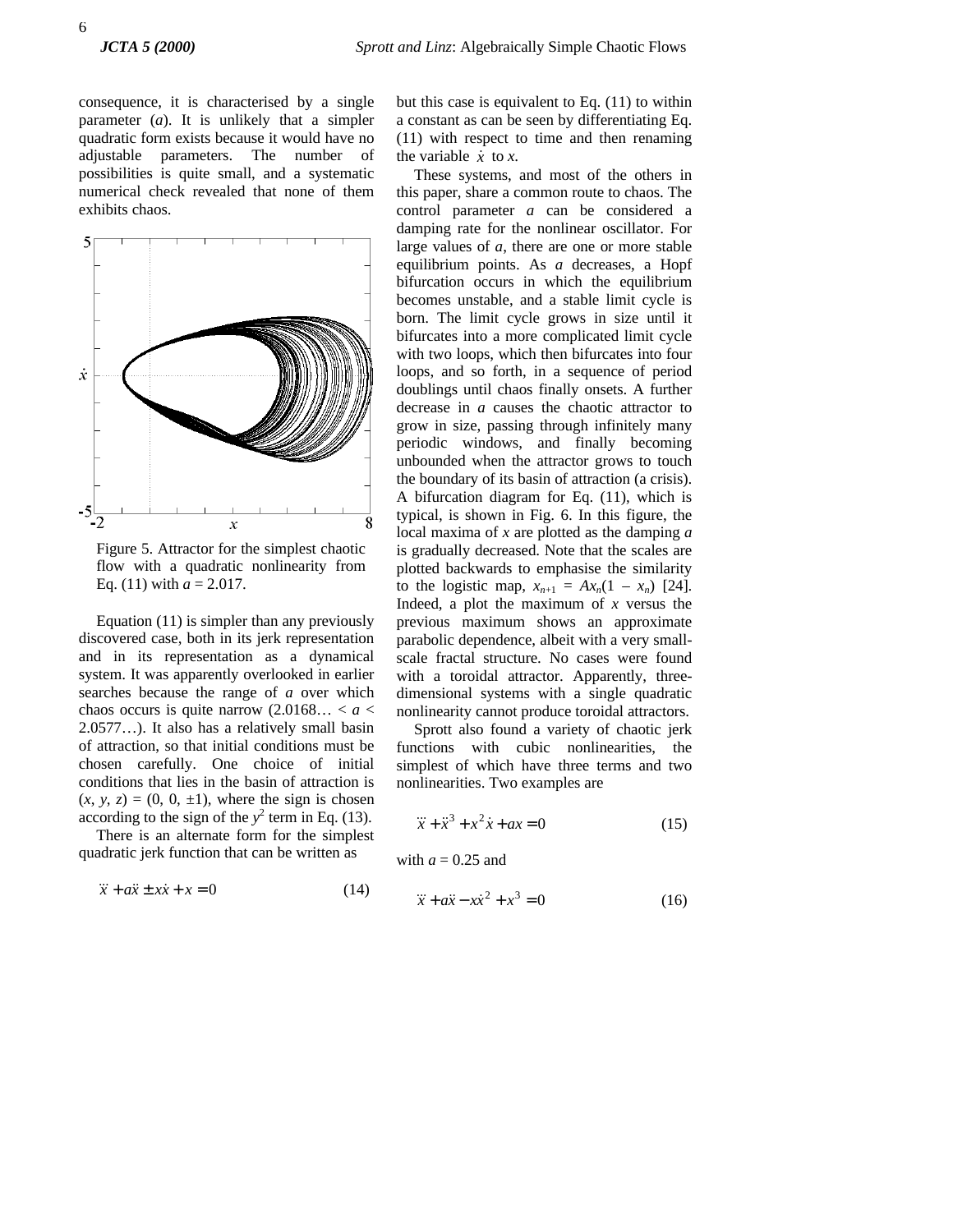consequence, it is characterised by a single parameter ($a$). It is unlikely that a simpler quadratic form exists because it would have no adjustable parameters. The number of possibilities is quite small, and a systematic numerical check revealed that none of them exhibits chaos.

Figure 5. Attractor for the simplest chaotic flow with a quadratic nonlinearity from Eq. (11) with $a = 2.017$.

Equation (11) is simpler than any previously discovered case, both in its jerk representation and in its representation as a dynamical system. It was apparently overlooked in earlier searches because the range of $a$ over which chaos occurs is quite narrow ($2.0168\ldots < a < 2.0577\ldots$). It also has a relatively small basin of attraction, so that initial conditions must be chosen carefully. One choice of initial conditions that lies in the basin of attraction is $(x, y, z) = (0, 0, \pm 1)$, where the sign is chosen according to the sign of the $y^2$ term in Eq. (13).

There is an alternate form for the simplest quadratic jerk function that can be written as

$$\dddot{x} + a\ddot{x} \pm x\dot{x} + x = 0 \tag{14}$$

but this case is equivalent to Eq. (11) to within a constant as can be seen by differentiating Eq. (11) with respect to time and then renaming the variable $\dot{x}$ to $x$.

These systems, and most of the others in this paper, share a common route to chaos. The control parameter $a$ can be considered a damping rate for the nonlinear oscillator. For large values of $a$, there are one or more stable equilibrium points. As $a$ decreases, a Hopf bifurcation occurs in which the equilibrium becomes unstable, and a stable limit cycle is born. The limit cycle grows in size until it bifurcates into a more complicated limit cycle with two loops, which then bifurcates into four loops, and so forth, in a sequence of period doublings until chaos finally onsets. A further decrease in $a$ causes the chaotic attractor to grow in size, passing through infinitely many periodic windows, and finally becoming unbounded when the attractor grows to touch the boundary of its basin of attraction (a crisis). A bifurcation diagram for Eq. (11), which is typical, is shown in Fig. 6. In this figure, the local maxima of $x$ are plotted as the damping $a$ is gradually decreased. Note that the scales are plotted backwards to emphasise the similarity to the logistic map, $x_{n+1} = Ax_n(1 - x_n)$ [24]. Indeed, a plot the maximum of $x$ versus the previous maximum shows an approximate parabolic dependence, albeit with a very small-scale fractal structure. No cases were found with a toroidal attractor. Apparently, three-dimensional systems with a single quadratic nonlinearity cannot produce toroidal attractors.

Sprott also found a variety of chaotic jerk functions with cubic nonlinearities, the simplest of which have three terms and two nonlinearities. Two examples are

$$\dddot{x} + \ddot{x}^3 + x^2\dot{x} + ax = 0 \tag{15}$$

with $a = 0.25$ and

$$\dddot{x} + a\ddot{x} - x\dot{x}^2 + x^3 = 0 \tag{16}$$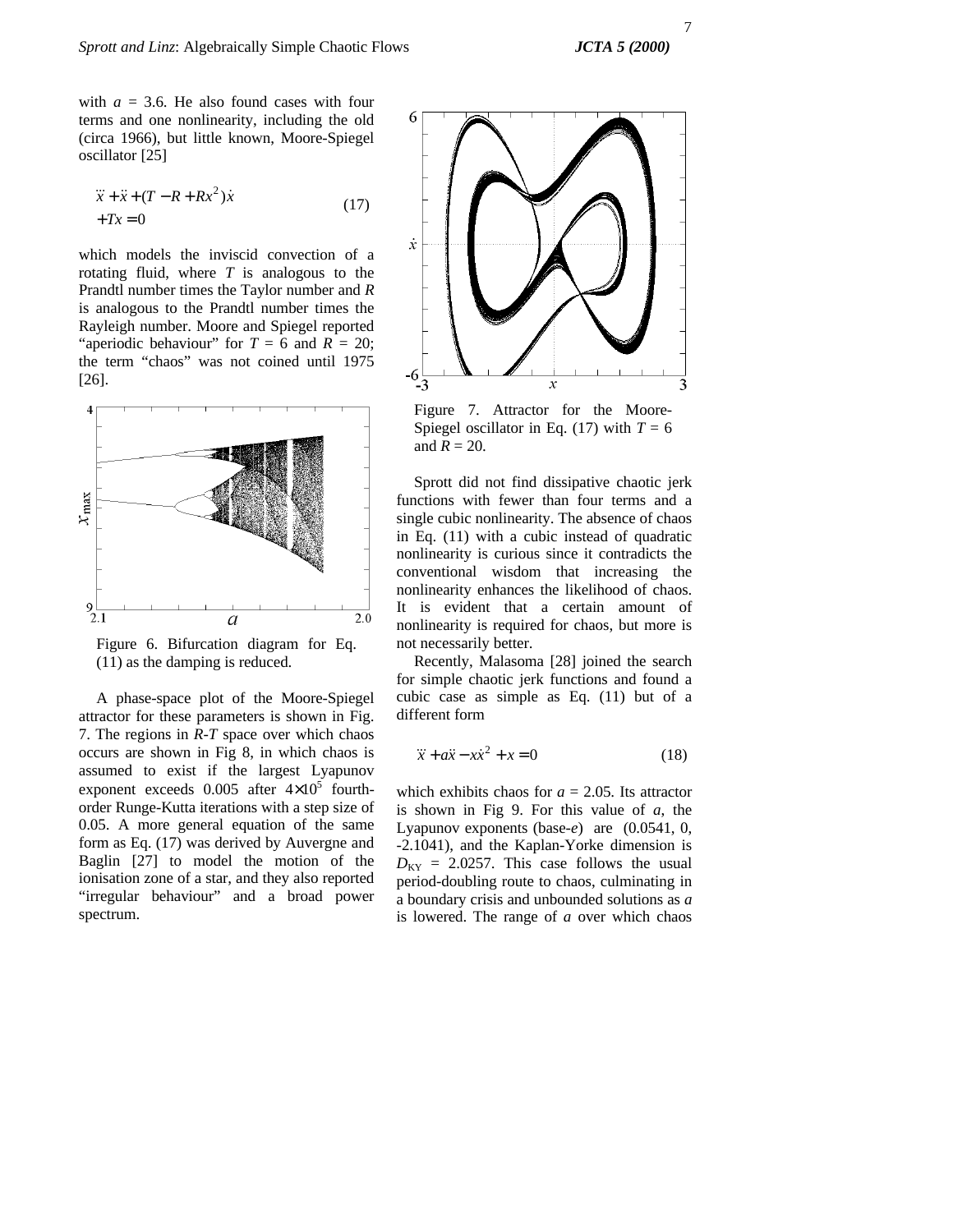with $a$ = 3.6. He also found cases with four terms and one nonlinearity, including the old (circa 1966), but little known, Moore-Spiegel oscillator [25]

$$\dddot{x} + \ddot{x} + (T - R + Rx^2)\dot{x} + Tx = 0 \tag{17}$$

which models the inviscid convection of a rotating fluid, where $T$ is analogous to the Prandtl number times the Taylor number and $R$ is analogous to the Prandtl number times the Rayleigh number. Moore and Spiegel reported "aperiodic behaviour" for $T$ = 6 and $R$ = 20; the term "chaos" was not coined until 1975 [26].

Figure 6. Bifurcation diagram for Eq. (11) as the damping is reduced.

A phase-space plot of the Moore-Spiegel attractor for these parameters is shown in Fig. 7. The regions in $R$-$T$ space over which chaos occurs are shown in Fig 8, in which chaos is assumed to exist if the largest Lyapunov exponent exceeds 0.005 after $4\times10^5$ fourth-order Runge-Kutta iterations with a step size of 0.05. A more general equation of the same form as Eq. (17) was derived by Auvergne and Baglin [27] to model the motion of the ionisation zone of a star, and they also reported "irregular behaviour" and a broad power spectrum.

Figure 7. Attractor for the Moore-Spiegel oscillator in Eq. (17) with $T$ = 6 and $R$ = 20.

Sprott did not find dissipative chaotic jerk functions with fewer than four terms and a single cubic nonlinearity. The absence of chaos in Eq. (11) with a cubic instead of quadratic nonlinearity is curious since it contradicts the conventional wisdom that increasing the nonlinearity enhances the likelihood of chaos. It is evident that a certain amount of nonlinearity is required for chaos, but more is not necessarily better.

Recently, Malasoma [28] joined the search for simple chaotic jerk functions and found a cubic case as simple as Eq. (11) but of a different form

$$\dddot{x} + a\ddot{x} - x\dot{x}^2 + x = 0 \tag{18}$$

which exhibits chaos for $a$ = 2.05. Its attractor is shown in Fig 9. For this value of $a$, the Lyapunov exponents (base-$e$) are (0.0541, 0, -2.1041), and the Kaplan-Yorke dimension is $D_{KY}$ = 2.0257. This case follows the usual period-doubling route to chaos, culminating in a boundary crisis and unbounded solutions as $a$ is lowered. The range of $a$ over which chaos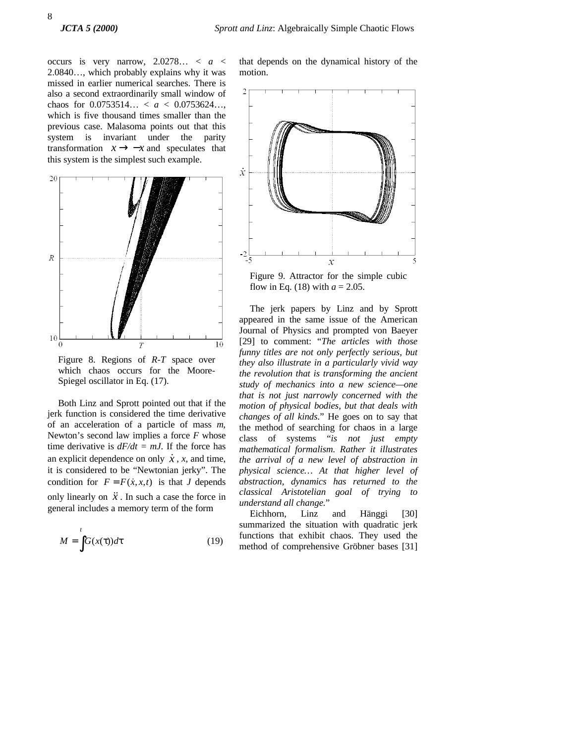occurs is very narrow, 2.0278… < $a$ < 2.0840…, which probably explains why it was missed in earlier numerical searches. There is also a second extraordinarily small window of chaos for 0.0753514… < $a$ < 0.0753624…, which is five thousand times smaller than the previous case. Malasoma points out that this system is invariant under the parity transformation $x \to -x$ and speculates that this system is the simplest such example.

Figure 8. Regions of $R$-$T$ space over which chaos occurs for the Moore-Spiegel oscillator in Eq. (17).

Both Linz and Sprott pointed out that if the jerk function is considered the time derivative of an acceleration of a particle of mass $m$, Newton's second law implies a force $F$ whose time derivative is $dF/dt = mJ$. If the force has an explicit dependence on only $\dot{x}$, $x$, and time, it is considered to be "Newtonian jerky". The condition for $F = F(\dot{x}, x, t)$ is that $J$ depends only linearly on $\ddot{x}$. In such a case the force in general includes a memory term of the form

$$M = \int^{t} G(x(\tau))d\tau \tag{19}$$

that depends on the dynamical history of the motion.

Figure 9. Attractor for the simple cubic flow in Eq. (18) with $a$ = 2.05.

The jerk papers by Linz and by Sprott appeared in the same issue of the American Journal of Physics and prompted von Baeyer [29] to comment: "*The articles with those funny titles are not only perfectly serious, but they also illustrate in a particularly vivid way the revolution that is transforming the ancient study of mechanics into a new science—one that is not just narrowly concerned with the motion of physical bodies, but that deals with changes of all kinds.*" He goes on to say that the method of searching for chaos in a large class of systems "*is not just empty mathematical formalism. Rather it illustrates the arrival of a new level of abstraction in physical science… At that higher level of abstraction, dynamics has returned to the classical Aristotelian goal of trying to understand all change.*"

Eichhorn, Linz and Hänggi [30] summarized the situation with quadratic jerk functions that exhibit chaos. They used the method of comprehensive Gröbner bases [31]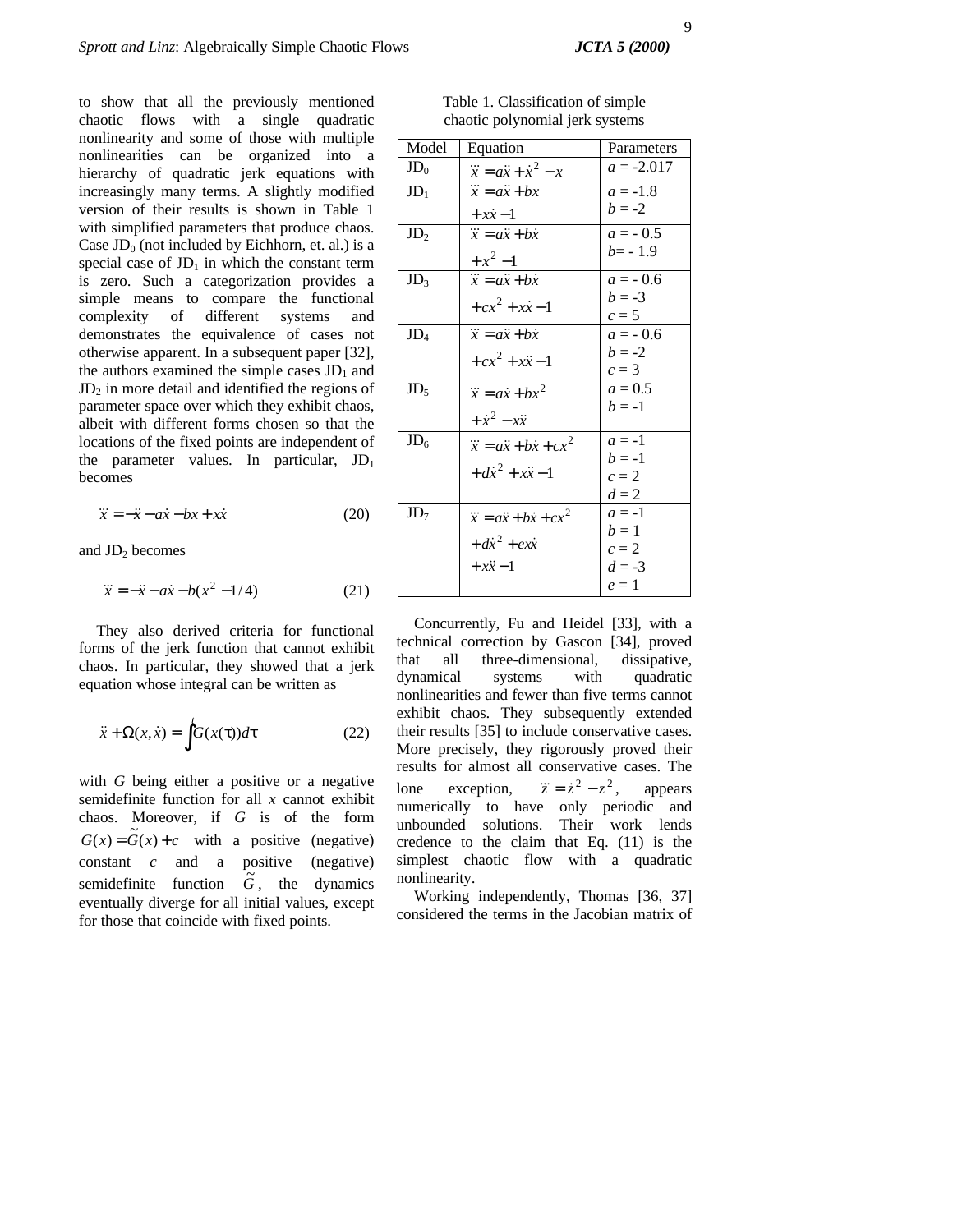to show that all the previously mentioned chaotic flows with a single quadratic nonlinearity and some of those with multiple nonlinearities can be organized into a hierarchy of quadratic jerk equations with increasingly many terms. A slightly modified version of their results is shown in Table 1 with simplified parameters that produce chaos. Case $JD_0$ (not included by Eichhorn, et. al.) is a special case of $JD_1$ in which the constant term is zero. Such a categorization provides a simple means to compare the functional complexity of different systems and demonstrates the equivalence of cases not otherwise apparent. In a subsequent paper [32], the authors examined the simple cases $JD_1$ and $JD_2$ in more detail and identified the regions of parameter space over which they exhibit chaos, albeit with different forms chosen so that the locations of the fixed points are independent of the parameter values. In particular, $JD_1$ becomes

$$\dddot{x} = -\ddot{x} - a\dot{x} - bx + x\dot{x} \tag{20}$$

and $JD_2$ becomes

$$\dddot{x} = -\ddot{x} - a\dot{x} - b(x^2 - 1/4) \tag{21}$$

They also derived criteria for functional forms of the jerk function that cannot exhibit chaos. In particular, they showed that a jerk equation whose integral can be written as

$$\ddot{x} + \Omega(x,\dot{x}) = \int^{t} G(x(\tau))d\tau \tag{22}$$

with $G$ being either a positive or a negative semidefinite function for all $x$ cannot exhibit chaos. Moreover, if $G$ is of the form $G(x) = \tilde{G}(x) + c$ with a positive (negative) constant $c$ and a positive (negative) semidefinite function $\tilde{G}$, the dynamics eventually diverge for all initial values, except for those that coincide with fixed points.

Table 1. Classification of simple chaotic polynomial jerk systems

| Model | Equation | Parameters |
|---|---|---|
| $JD_0$ | $\dddot{x} = a\ddot{x} + \dot{x}^2 - x$ | $a$ = -2.017 |
| $JD_1$ | $\dddot{x} = a\ddot{x} + bx + x\dot{x} - 1$ | $a$ = -1.8, $b$ = -2 |
| $JD_2$ | $\dddot{x} = a\ddot{x} + b\dot{x} + x^2 - 1$ | $a$ = - 0.5, $b$= - 1.9 |
| $JD_3$ | $\dddot{x} = a\ddot{x} + b\dot{x} + cx^2 + x\dot{x} - 1$ | $a$ = - 0.6, $b$ = -3, $c$ = 5 |
| $JD_4$ | $\dddot{x} = a\ddot{x} + b\dot{x} + cx^2 + x\ddot{x} - 1$ | $a$ = - 0.6, $b$ = -2, $c$ = 3 |
| $JD_5$ | $\dddot{x} = a\dot{x} + bx^2 + \dot{x}^2 - x\ddot{x}$ | $a$ = 0.5, $b$ = -1 |
| $JD_6$ | $\dddot{x} = a\ddot{x} + b\dot{x} + cx^2 + d\dot{x}^2 + x\ddot{x} - 1$ | $a$ = -1, $b$ = -1, $c$ = 2, $d$ = 2 |
| $JD_7$ | $\dddot{x} = a\ddot{x} + b\dot{x} + cx^2 + d\dot{x}^2 + ex\dot{x} + x\ddot{x} - 1$ | $a$ = -1, $b$ = 1, $c$ = 2, $d$ = -3, $e$ = 1 |

Concurrently, Fu and Heidel [33], with a technical correction by Gascon [34], proved that all three-dimensional, dissipative, dynamical systems with quadratic nonlinearities and fewer than five terms cannot exhibit chaos. They subsequently extended their results [35] to include conservative cases. More precisely, they rigorously proved their results for almost all conservative cases. The lone exception, $\dddot{z} = \dot{z}^2 - z^2$, appears numerically to have only periodic and unbounded solutions. Their work lends credence to the claim that Eq. (11) is the simplest chaotic flow with a quadratic nonlinearity.

Working independently, Thomas [36, 37] considered the terms in the Jacobian matrix of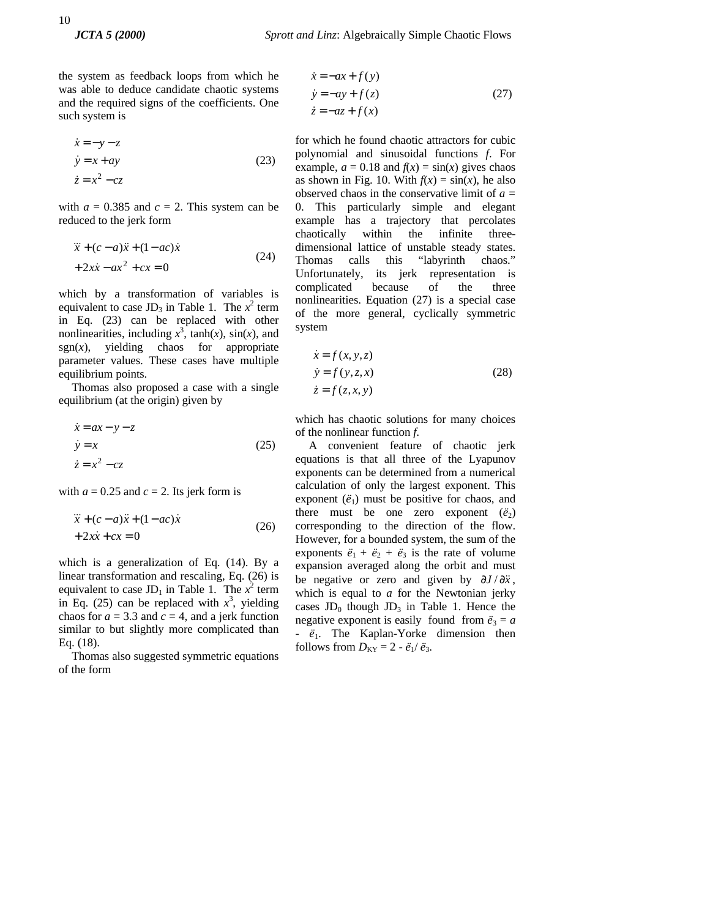the system as feedback loops from which he was able to deduce candidate chaotic systems and the required signs of the coefficients. One such system is

$$
\begin{aligned}
\dot{x} &= -y - z \\
\dot{y} &= x + ay \\
\dot{z} &= x^2 - cz
\end{aligned}
\tag{23}
$$

with $a = 0.385$ and $c = 2$. This system can be reduced to the jerk form

$$
\begin{aligned}
&\dddot{x} + (c - a)\ddot{x} + (1 - ac)\dot{x} \\
&+ 2x\dot{x} - ax^2 + cx = 0
\end{aligned}
\tag{24}
$$

which by a transformation of variables is equivalent to case $JD_3$ in Table 1. The $x^2$ term in Eq. (23) can be replaced with other nonlinearities, including $x^3$, $\tanh(x)$, $\sin(x)$, and $\mathrm{sgn}(x)$, yielding chaos for appropriate parameter values. These cases have multiple equilibrium points.

Thomas also proposed a case with a single equilibrium (at the origin) given by

$$
\begin{aligned}
\dot{x} &= ax - y - z \\
\dot{y} &= x \\
\dot{z} &= x^2 - cz
\end{aligned}
\tag{25}
$$

with $a = 0.25$ and $c = 2$. Its jerk form is

$$
\begin{aligned}
&\dddot{x} + (c - a)\ddot{x} + (1 - ac)\dot{x} \\
&+ 2x\dot{x} + cx = 0
\end{aligned}
\tag{26}
$$

which is a generalization of Eq. (14). By a linear transformation and rescaling, Eq. (26) is equivalent to case $JD_1$ in Table 1. The $x^2$ term in Eq. (25) can be replaced with $x^3$, yielding chaos for $a = 3.3$ and $c = 4$, and a jerk function similar to but slightly more complicated than Eq. (18).

Thomas also suggested symmetric equations of the form

$$
\begin{aligned}
\dot{x} &= -ax + f(y) \\
\dot{y} &= -ay + f(z) \\
\dot{z} &= -az + f(x)
\end{aligned}
\tag{27}
$$

for which he found chaotic attractors for cubic polynomial and sinusoidal functions $f$. For example, $a = 0.18$ and $f(x) = \sin(x)$ gives chaos as shown in Fig. 10. With $f(x) = \sin(x)$, he also observed chaos in the conservative limit of $a = 0$. This particularly simple and elegant example has a trajectory that percolates chaotically within the infinite three-dimensional lattice of unstable steady states. Thomas calls this "labyrinth chaos." Unfortunately, its jerk representation is complicated because of the three nonlinearities. Equation (27) is a special case of the more general, cyclically symmetric system

$$
\begin{aligned}
\dot{x} &= f(x, y, z) \\
\dot{y} &= f(y, z, x) \\
\dot{z} &= f(z, x, y)
\end{aligned}
\tag{28}
$$

which has chaotic solutions for many choices of the nonlinear function $f$.

A convenient feature of chaotic jerk equations is that all three of the Lyapunov exponents can be determined from a numerical calculation of only the largest exponent. This exponent ($\lambda_1$) must be positive for chaos, and there must be one zero exponent ($\lambda_2$) corresponding to the direction of the flow. However, for a bounded system, the sum of the exponents $\lambda_1 + \lambda_2 + \lambda_3$ is the rate of volume expansion averaged along the orbit and must be negative or zero and given by $\partial J / \partial \ddot{x}$, which is equal to $a$ for the Newtonian jerky cases $JD_0$ though $JD_3$ in Table 1. Hence the negative exponent is easily found from $\lambda_3 = a - \lambda_1$. The Kaplan-Yorke dimension then follows from $D_{KY} = 2 - \lambda_1 / \lambda_3$.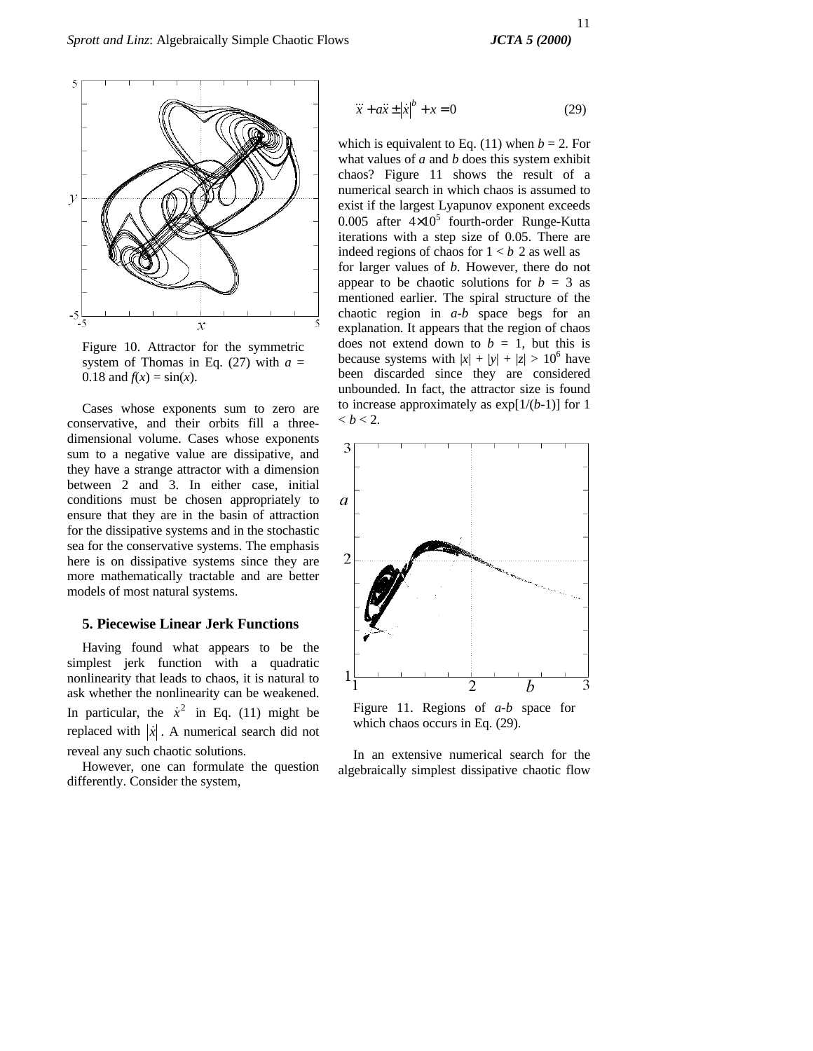Figure 10. Attractor for the symmetric system of Thomas in Eq. (27) with $a$ = 0.18 and $f(x) = \sin(x)$.

Cases whose exponents sum to zero are conservative, and their orbits fill a three-dimensional volume. Cases whose exponents sum to a negative value are dissipative, and they have a strange attractor with a dimension between 2 and 3. In either case, initial conditions must be chosen appropriately to ensure that they are in the basin of attraction for the dissipative systems and in the stochastic sea for the conservative systems. The emphasis here is on dissipative systems since they are more mathematically tractable and are better models of most natural systems.

## 5. Piecewise Linear Jerk Functions

Having found what appears to be the simplest jerk function with a quadratic nonlinearity that leads to chaos, it is natural to ask whether the nonlinearity can be weakened. In particular, the $\dot{x}^2$ in Eq. (11) might be replaced with $|\dot{x}|$. A numerical search did not reveal any such chaotic solutions.

However, one can formulate the question differently. Consider the system,

$$\dddot{x} + a\ddot{x} \pm |\dot{x}|^b + x = 0 \qquad (29)$$

which is equivalent to Eq. (11) when $b = 2$. For what values of $a$ and $b$ does this system exhibit chaos? Figure 11 shows the result of a numerical search in which chaos is assumed to exist if the largest Lyapunov exponent exceeds 0.005 after $4\times10^5$ fourth-order Runge-Kutta iterations with a step size of 0.05. There are indeed regions of chaos for $1 < b \leq 2$ as well as for larger values of $b$. However, there do not appear to be chaotic solutions for $b = 3$ as mentioned earlier. The spiral structure of the chaotic region in $a$-$b$ space begs for an explanation. It appears that the region of chaos does not extend down to $b = 1$, but this is because systems with $|x| + |y| + |z| > 10^6$ have been discarded since they are considered unbounded. In fact, the attractor size is found to increase approximately as $\exp[1/(b-1)]$ for $1 < b < 2$.

Figure 11. Regions of $a$-$b$ space for which chaos occurs in Eq. (29).

In an extensive numerical search for the algebraically simplest dissipative chaotic flow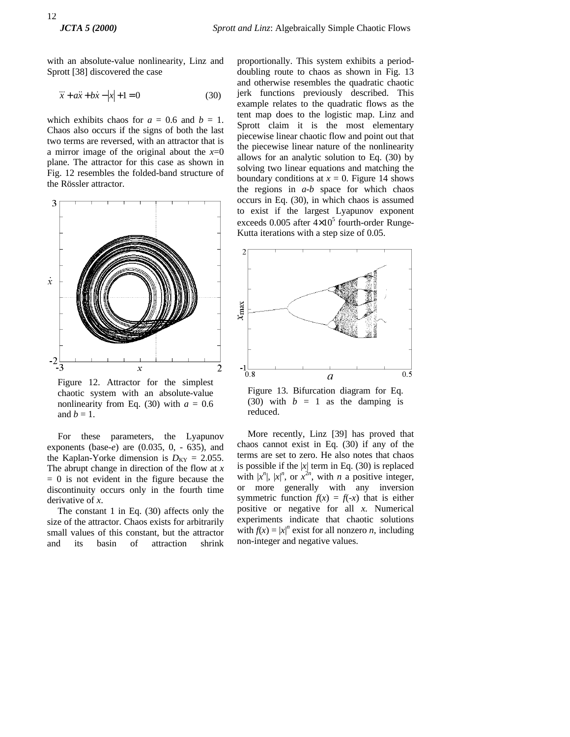with an absolute-value nonlinearity, Linz and Sprott [38] discovered the case

$$\dddot{x} + a\ddot{x} + b\dot{x} - |x| + 1 = 0 \qquad (30)$$

which exhibits chaos for $a$ = 0.6 and $b$ = 1. Chaos also occurs if the signs of both the last two terms are reversed, with an attractor that is a mirror image of the original about the $x$=0 plane. The attractor for this case as shown in Fig. 12 resembles the folded-band structure of the Rössler attractor.

Figure 12. Attractor for the simplest chaotic system with an absolute-value nonlinearity from Eq. (30) with $a$ = 0.6 and $b$ = 1.

For these parameters, the Lyapunov exponents (base-$e$) are (0.035, 0, - 635), and the Kaplan-Yorke dimension is $D_{KY}$ = 2.055. The abrupt change in direction of the flow at $x$ = 0 is not evident in the figure because the discontinuity occurs only in the fourth time derivative of $x$.

The constant 1 in Eq. (30) affects only the size of the attractor. Chaos exists for arbitrarily small values of this constant, but the attractor and its basin of attraction shrink proportionally. This system exhibits a period-doubling route to chaos as shown in Fig. 13 and otherwise resembles the quadratic chaotic jerk functions previously described. This example relates to the quadratic flows as the tent map does to the logistic map. Linz and Sprott claim it is the most elementary piecewise linear chaotic flow and point out that the piecewise linear nature of the nonlinearity allows for an analytic solution to Eq. (30) by solving two linear equations and matching the boundary conditions at $x$ = 0. Figure 14 shows the regions in $a$-$b$ space for which chaos occurs in Eq. (30), in which chaos is assumed to exist if the largest Lyapunov exponent exceeds 0.005 after $4\times10^5$ fourth-order Runge-Kutta iterations with a step size of 0.05.

Figure 13. Bifurcation diagram for Eq. (30) with $b$ = 1 as the damping is reduced.

More recently, Linz [39] has proved that chaos cannot exist in Eq. (30) if any of the terms are set to zero. He also notes that chaos is possible if the $|x|$ term in Eq. (30) is replaced with $|x^n|$, $|x|^n$, or $x^{2n}$, with $n$ a positive integer, or more generally with any inversion symmetric function $f(x) = f(-x)$ that is either positive or negative for all $x$. Numerical experiments indicate that chaotic solutions with $f(x) = |x|^n$ exist for all nonzero $n$, including non-integer and negative values.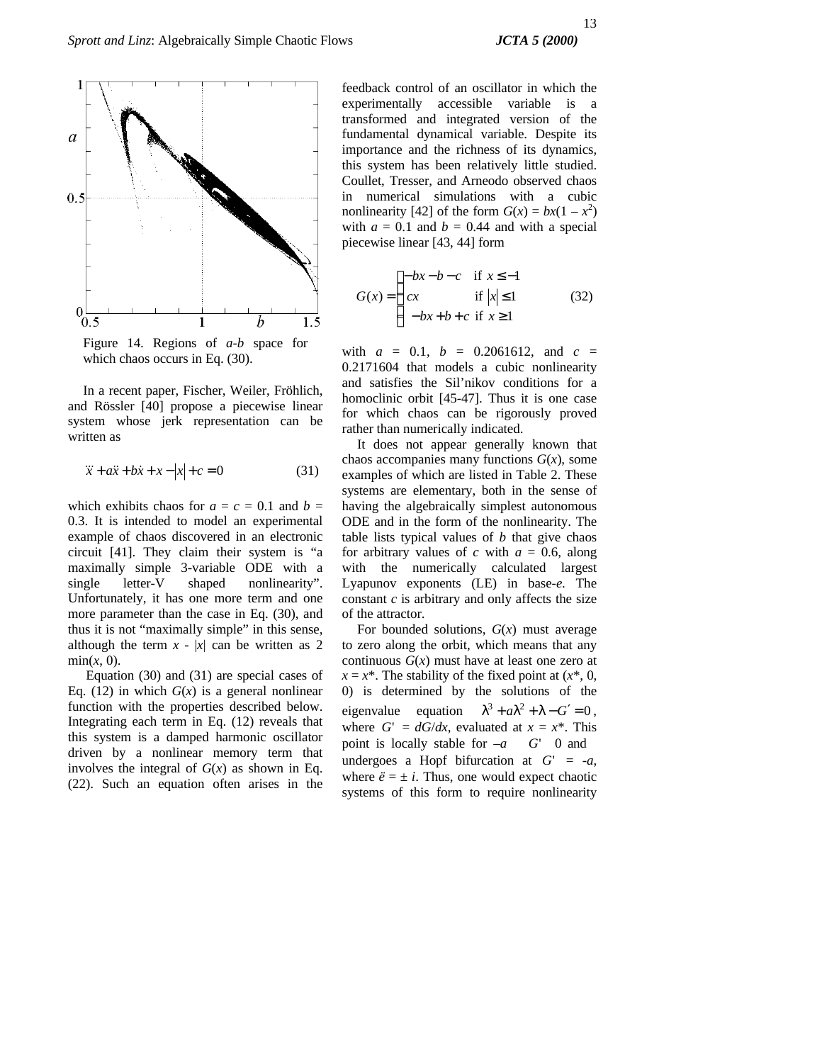Figure 14. Regions of *a*-*b* space for which chaos occurs in Eq. (30).

In a recent paper, Fischer, Weiler, Fröhlich, and Rössler [40] propose a piecewise linear system whose jerk representation can be written as

$$\dddot{x} + a\ddot{x} + b\dot{x} + x - |x| + c = 0 \qquad (31)$$

which exhibits chaos for $a = c = 0.1$ and $b = 0.3$. It is intended to model an experimental example of chaos discovered in an electronic circuit [41]. They claim their system is "a maximally simple 3-variable ODE with a single letter-V shaped nonlinearity". Unfortunately, it has one more term and one more parameter than the case in Eq. (30), and thus it is not "maximally simple" in this sense, although the term $x - |x|$ can be written as 2 min$(x, 0)$.

Equation (30) and (31) are special cases of Eq. (12) in which $G(x)$ is a general nonlinear function with the properties described below. Integrating each term in Eq. (12) reveals that this system is a damped harmonic oscillator driven by a nonlinear memory term that involves the integral of $G(x)$ as shown in Eq. (22). Such an equation often arises in the feedback control of an oscillator in which the experimentally accessible variable is a transformed and integrated version of the fundamental dynamical variable. Despite its importance and the richness of its dynamics, this system has been relatively little studied. Coullet, Tresser, and Arneodo observed chaos in numerical simulations with a cubic nonlinearity [42] of the form $G(x) = bx(1 - x^2)$ with $a = 0.1$ and $b = 0.44$ and with a special piecewise linear [43, 44] form

$$G(x) = \begin{cases} -bx - b - c & \text{if } x \le -1 \\ cx & \text{if } |x| \le 1 \\ -bx + b + c & \text{if } x \ge 1 \end{cases} \qquad (32)$$

with $a = 0.1$, $b = 0.2061612$, and $c = 0.2171604$ that models a cubic nonlinearity and satisfies the Sil'nikov conditions for a homoclinic orbit [45-47]. Thus it is one case for which chaos can be rigorously proved rather than numerically indicated.

It does not appear generally known that chaos accompanies many functions $G(x)$, some examples of which are listed in Table 2. These systems are elementary, both in the sense of having the algebraically simplest autonomous ODE and in the form of the nonlinearity. The table lists typical values of $b$ that give chaos for arbitrary values of $c$ with $a = 0.6$, along with the numerically calculated largest Lyapunov exponents (LE) in base-*e*. The constant $c$ is arbitrary and only affects the size of the attractor.

For bounded solutions, $G(x)$ must average to zero along the orbit, which means that any continuous $G(x)$ must have at least one zero at $x = x^*$. The stability of the fixed point at $(x^*, 0, 0)$ is determined by the solutions of the eigenvalue equation $\lambda^3 + a\lambda^2 + \lambda - G' = 0$, where $G' = dG/dx$, evaluated at $x = x^*$. This point is locally stable for $-a \le G' \le 0$ and undergoes a Hopf bifurcation at $G' = -a$, where $\lambda = \pm i$. Thus, one would expect chaotic systems of this form to require nonlinearity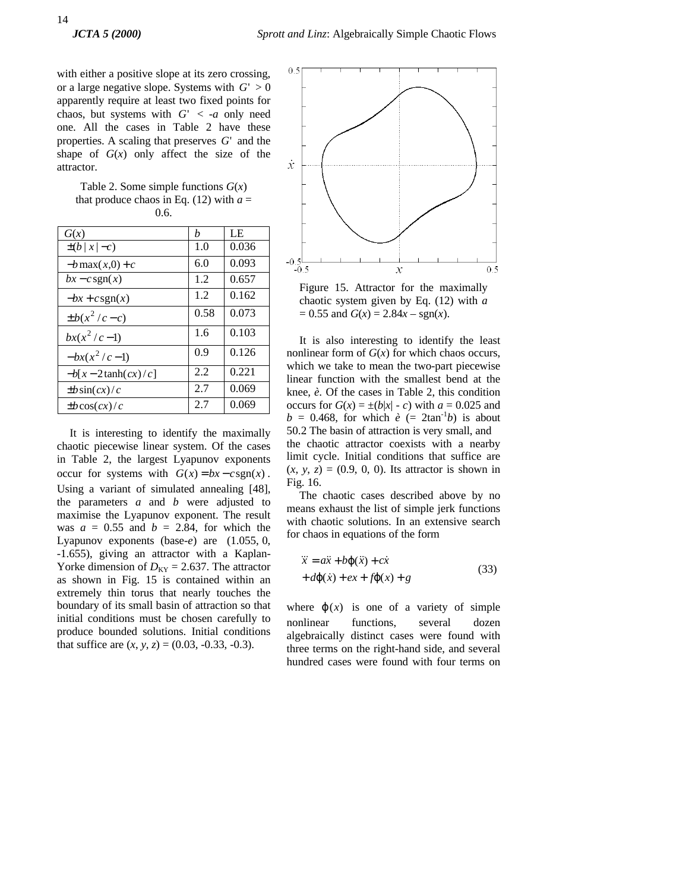with either a positive slope at its zero crossing, or a large negative slope. Systems with $G' > 0$ apparently require at least two fixed points for chaos, but systems with $G' < -a$ only need one. All the cases in Table 2 have these properties. A scaling that preserves $G'$ and the shape of $G(x)$ only affect the size of the attractor.

Table 2. Some simple functions $G(x)$ that produce chaos in Eq. (12) with $a$ = 0.6.

| $G(x)$ | $b$ | LE |
|---|---|---|
| $\pm(b\,\lvert x\rvert - c)$ | 1.0 | 0.036 |
| $-b\max(x,0)+c$ | 6.0 | 0.093 |
| $bx - c\,\mathrm{sgn}(x)$ | 1.2 | 0.657 |
| $-bx + c\,\mathrm{sgn}(x)$ | 1.2 | 0.162 |
| $\pm b(x^2/c - c)$ | 0.58 | 0.073 |
| $bx(x^2/c - 1)$ | 1.6 | 0.103 |
| $-bx(x^2/c - 1)$ | 0.9 | 0.126 |
| $-b[x - 2\tanh(cx)/c]$ | 2.2 | 0.221 |
| $\pm b\sin(cx)/c$ | 2.7 | 0.069 |
| $\pm b\cos(cx)/c$ | 2.7 | 0.069 |

It is interesting to identify the maximally chaotic piecewise linear system. Of the cases in Table 2, the largest Lyapunov exponents occur for systems with $G(x) = bx - c\,\mathrm{sgn}(x)$. Using a variant of simulated annealing [48], the parameters $a$ and $b$ were adjusted to maximise the Lyapunov exponent. The result was $a$ = 0.55 and $b$ = 2.84, for which the Lyapunov exponents (base-$e$) are (1.055, 0, -1.655), giving an attractor with a Kaplan-Yorke dimension of $D_{KY}$ = 2.637. The attractor as shown in Fig. 15 is contained within an extremely thin torus that nearly touches the boundary of its small basin of attraction so that initial conditions must be chosen carefully to produce bounded solutions. Initial conditions that suffice are $(x, y, z)$ = (0.03, -0.33, -0.3).

Figure 15. Attractor for the maximally chaotic system given by Eq. (12) with $a$ = 0.55 and $G(x) = 2.84x - \mathrm{sgn}(x)$.

It is also interesting to identify the least nonlinear form of $G(x)$ for which chaos occurs, which we take to mean the two-part piecewise linear function with the smallest bend at the knee, $\theta$. Of the cases in Table 2, this condition occurs for $G(x) = \pm(b|x| - c)$ with $a$ = 0.025 and $b$ = 0.468, for which $\theta$ (= $2\tan^{-1}b$) is about 50.2 The basin of attraction is very small, and the chaotic attractor coexists with a nearby limit cycle. Initial conditions that suffice are $(x, y, z)$ = (0.9, 0, 0). Its attractor is shown in Fig. 16.

The chaotic cases described above by no means exhaust the list of simple jerk functions with chaotic solutions. In an extensive search for chaos in equations of the form

$$\dddot{x} = a\ddot{x} + b\varphi(\ddot{x}) + c\dot{x} + d\varphi(\dot{x}) + ex + f\varphi(x) + g \qquad (33)$$

where $\varphi(x)$ is one of a variety of simple nonlinear functions, several dozen algebraically distinct cases were found with three terms on the right-hand side, and several hundred cases were found with four terms on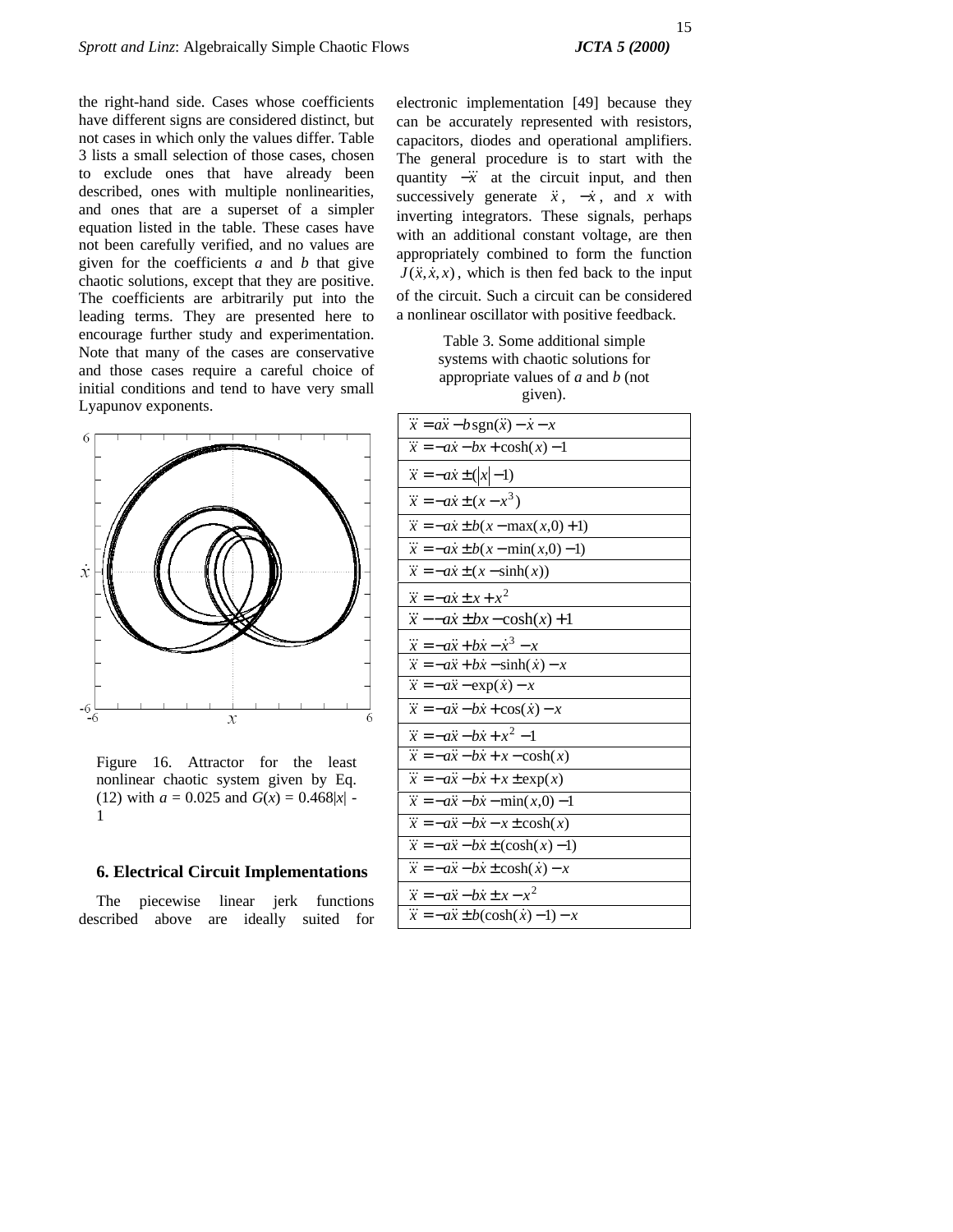the right-hand side. Cases whose coefficients have different signs are considered distinct, but not cases in which only the values differ. Table 3 lists a small selection of those cases, chosen to exclude ones that have already been described, ones with multiple nonlinearities, and ones that are a superset of a simpler equation listed in the table. These cases have not been carefully verified, and no values are given for the coefficients *a* and *b* that give chaotic solutions, except that they are positive. The coefficients are arbitrarily put into the leading terms. They are presented here to encourage further study and experimentation. Note that many of the cases are conservative and those cases require a careful choice of initial conditions and tend to have very small Lyapunov exponents.

Figure 16. Attractor for the least nonlinear chaotic system given by Eq. (12) with *a* = 0.025 and *G*(*x*) = 0.468|*x*| - 1

## 6. Electrical Circuit Implementations

The piecewise linear jerk functions described above are ideally suited for electronic implementation [49] because they can be accurately represented with resistors, capacitors, diodes and operational amplifiers. The general procedure is to start with the quantity $-\dddot{x}$ at the circuit input, and then successively generate $\ddot{x}$, $-\dot{x}$, and $x$ with inverting integrators. These signals, perhaps with an additional constant voltage, are then appropriately combined to form the function $J(\ddot{x},\dot{x},x)$, which is then fed back to the input of the circuit. Such a circuit can be considered a nonlinear oscillator with positive feedback.

Table 3. Some additional simple systems with chaotic solutions for appropriate values of *a* and *b* (not given).

| Equation |
|---|
| $\dddot{x} = a\ddot{x} - b\,\mathrm{sgn}(\ddot{x}) - \dot{x} - x$ |
| $\dddot{x} = -a\dot{x} - bx + \cosh(x) - 1$ |
| $\dddot{x} = -a\dot{x} \pm (\lvert x \rvert - 1)$ |
| $\dddot{x} = -a\dot{x} \pm (x - x^3)$ |
| $\dddot{x} = -a\dot{x} \pm b(x - \max(x,0) + 1)$ |
| $\dddot{x} = -a\dot{x} \pm b(x - \min(x,0) - 1)$ |
| $\dddot{x} = -a\dot{x} \pm (x - \sinh(x))$ |
| $\dddot{x} = -a\dot{x} \pm x + x^2$ |
| $\dddot{x} - -a\dot{x} \pm bx - \cosh(x) + 1$ |
| $\dddot{x} = -a\ddot{x} + b\dot{x} - \dot{x}^3 - x$ |
| $\dddot{x} = -a\ddot{x} + b\dot{x} - \sinh(\dot{x}) - x$ |
| $\dddot{x} = -a\ddot{x} - \exp(\dot{x}) - x$ |
| $\dddot{x} = -a\ddot{x} - b\dot{x} + \cos(\dot{x}) - x$ |
| $\dddot{x} = -a\ddot{x} - b\dot{x} + x^2 - 1$ |
| $\dddot{x} = -a\ddot{x} - b\dot{x} + x - \cosh(x)$ |
| $\dddot{x} = -a\ddot{x} - b\dot{x} + x \pm \exp(x)$ |
| $\dddot{x} = -a\ddot{x} - b\dot{x} - \min(x,0) - 1$ |
| $\dddot{x} = -a\ddot{x} - b\dot{x} - x \pm \cosh(x)$ |
| $\dddot{x} = -a\ddot{x} - b\dot{x} \pm (\cosh(x) - 1)$ |
| $\dddot{x} = -a\ddot{x} - b\dot{x} \pm \cosh(\dot{x}) - x$ |
| $\dddot{x} = -a\ddot{x} - b\dot{x} \pm x - x^2$ |
| $\dddot{x} = -a\ddot{x} \pm b(\cosh(\dot{x}) - 1) - x$ |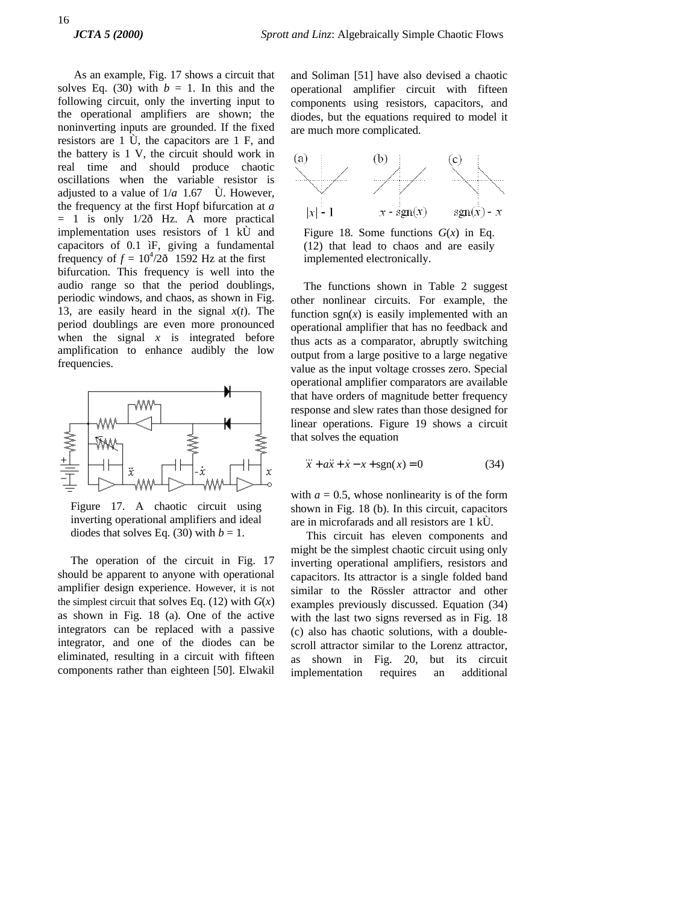As an example, Fig. 17 shows a circuit that solves Eq. (30) with $b = 1$. In this and the following circuit, only the inverting input to the operational amplifiers are shown; the noninverting inputs are grounded. If the fixed resistors are 1 Ω, the capacitors are 1 F, and the battery is 1 V, the circuit should work in real time and should produce chaotic oscillations when the variable resistor is adjusted to a value of $1/a \approx 1.67$ Ω. However, the frequency at the first Hopf bifurcation at $a = 1$ is only $1/2\pi$ Hz. A more practical implementation uses resistors of 1 kΩ and capacitors of 0.1 μF, giving a fundamental frequency of $f = 10^4/2\pi \approx 1592$ Hz at the first bifurcation. This frequency is well into the audio range so that the period doublings, periodic windows, and chaos, as shown in Fig. 13, are easily heard in the signal $x(t)$. The period doublings are even more pronounced when the signal $x$ is integrated before amplification to enhance audibly the low frequencies.

Figure 17. A chaotic circuit using inverting operational amplifiers and ideal diodes that solves Eq. (30) with $b = 1$.

The operation of the circuit in Fig. 17 should be apparent to anyone with operational amplifier design experience. However, it is not the simplest circuit that solves Eq. (12) with $G(x)$ as shown in Fig. 18 (a). One of the active integrators can be replaced with a passive integrator, and one of the diodes can be eliminated, resulting in a circuit with fifteen components rather than eighteen [50]. Elwakil and Soliman [51] have also devised a chaotic operational amplifier circuit with fifteen components using resistors, capacitors, and diodes, but the equations required to model it are much more complicated.

Figure 18. Some functions $G(x)$ in Eq. (12) that lead to chaos and are easily implemented electronically.

The functions shown in Table 2 suggest other nonlinear circuits. For example, the function $\text{sgn}(x)$ is easily implemented with an operational amplifier that has no feedback and thus acts as a comparator, abruptly switching output from a large positive to a large negative value as the input voltage crosses zero. Special operational amplifier comparators are available that have orders of magnitude better frequency response and slew rates than those designed for linear operations. Figure 19 shows a circuit that solves the equation

$$\dddot{x} + a\ddot{x} + \dot{x} - x + \text{sgn}(x) = 0 \qquad (34)$$

with $a = 0.5$, whose nonlinearity is of the form shown in Fig. 18 (b). In this circuit, capacitors are in microfarads and all resistors are 1 kΩ.

This circuit has eleven components and might be the simplest chaotic circuit using only inverting operational amplifiers, resistors and capacitors. Its attractor is a single folded band similar to the Rössler attractor and other examples previously discussed. Equation (34) with the last two signs reversed as in Fig. 18 (c) also has chaotic solutions, with a double-scroll attractor similar to the Lorenz attractor, as shown in Fig. 20, but its circuit implementation requires an additional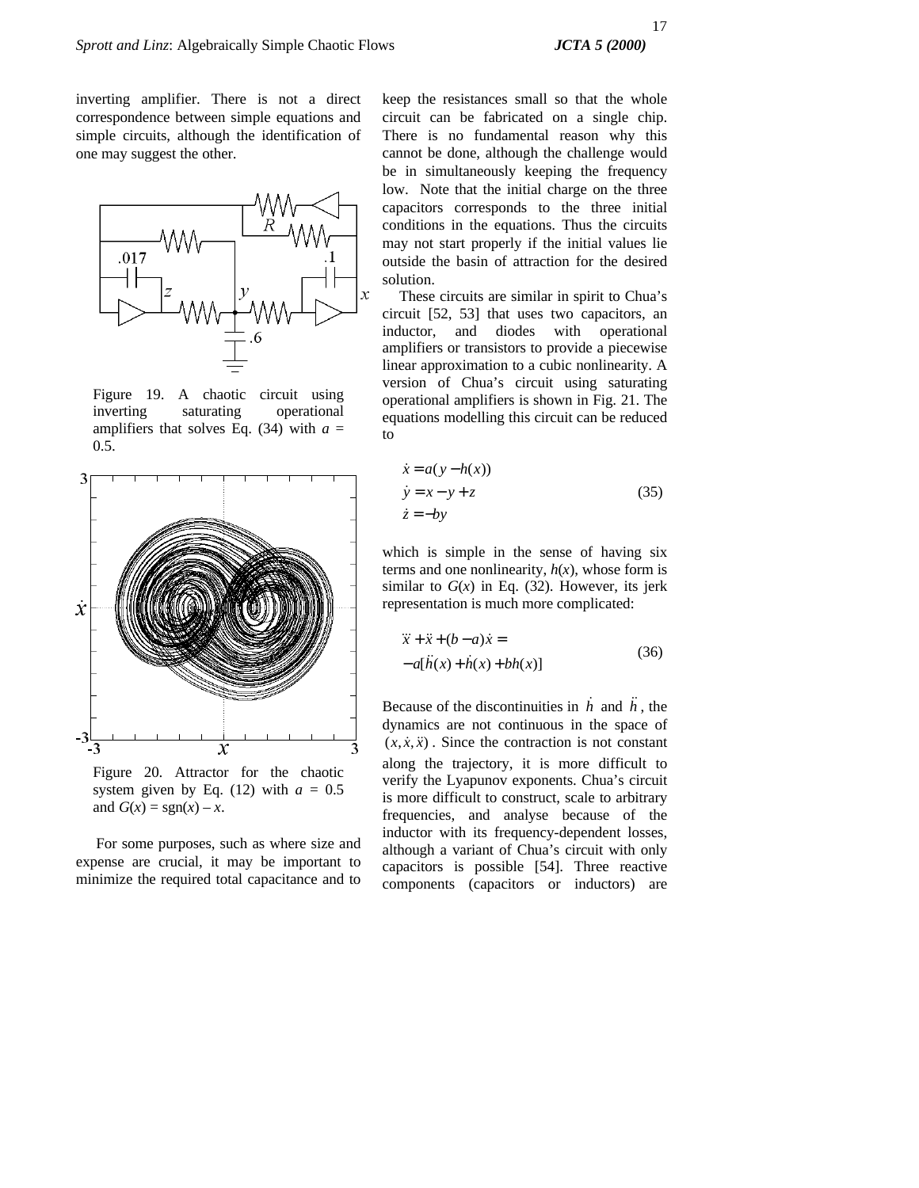inverting amplifier. There is not a direct correspondence between simple equations and simple circuits, although the identification of one may suggest the other.

Figure 19. A chaotic circuit using inverting saturating operational amplifiers that solves Eq. (34) with $a = 0.5$.

Figure 20. Attractor for the chaotic system given by Eq. (12) with $a = 0.5$ and $G(x) = \text{sgn}(x) - x$.

For some purposes, such as where size and expense are crucial, it may be important to minimize the required total capacitance and to keep the resistances small so that the whole circuit can be fabricated on a single chip. There is no fundamental reason why this cannot be done, although the challenge would be in simultaneously keeping the frequency low. Note that the initial charge on the three capacitors corresponds to the three initial conditions in the equations. Thus the circuits may not start properly if the initial values lie outside the basin of attraction for the desired solution.

These circuits are similar in spirit to Chua's circuit [52, 53] that uses two capacitors, an inductor, and diodes with operational amplifiers or transistors to provide a piecewise linear approximation to a cubic nonlinearity. A version of Chua's circuit using saturating operational amplifiers is shown in Fig. 21. The equations modelling this circuit can be reduced to

$$
\begin{aligned}
\dot{x} &= a(y - h(x)) \\
\dot{y} &= x - y + z \\
\dot{z} &= -by
\end{aligned}
\tag{35}
$$

which is simple in the sense of having six terms and one nonlinearity, $h(x)$, whose form is similar to $G(x)$ in Eq. (32). However, its jerk representation is much more complicated:

$$
\dddot{x} + \ddot{x} + (b - a)\dot{x} = -a[\ddot{h}(x) + \dot{h}(x) + bh(x)]
\tag{36}
$$

Because of the discontinuities in $\dot{h}$ and $\ddot{h}$, the dynamics are not continuous in the space of $(x, \dot{x}, \ddot{x})$. Since the contraction is not constant along the trajectory, it is more difficult to verify the Lyapunov exponents. Chua's circuit is more difficult to construct, scale to arbitrary frequencies, and analyse because of the inductor with its frequency-dependent losses, although a variant of Chua's circuit with only capacitors is possible [54]. Three reactive components (capacitors or inductors) are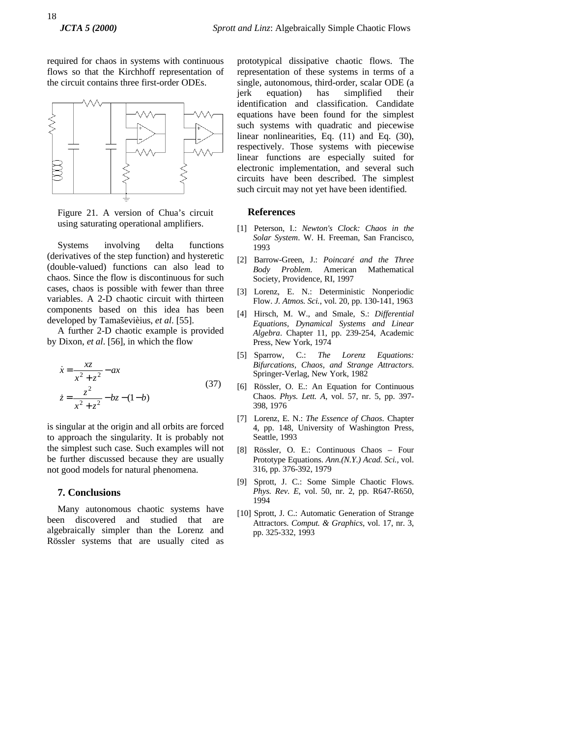required for chaos in systems with continuous flows so that the Kirchhoff representation of the circuit contains three first-order ODEs.

Figure 21. A version of Chua's circuit using saturating operational amplifiers.

Systems involving delta functions (derivatives of the step function) and hysteretic (double-valued) functions can also lead to chaos. Since the flow is discontinuous for such cases, chaos is possible with fewer than three variables. A 2-D chaotic circuit with thirteen components based on this idea has been developed by Tamaševièius, *et al*. [55].

A further 2-D chaotic example is provided by Dixon, *et al*. [56], in which the flow

$$\dot{x} = \frac{xz}{x^2 + z^2} - ax$$
$$\dot{z} = \frac{z^2}{x^2 + z^2} - bz - (1 - b) \tag{37}$$

is singular at the origin and all orbits are forced to approach the singularity. It is probably not the simplest such case. Such examples will not be further discussed because they are usually not good models for natural phenomena.

## 7. Conclusions

Many autonomous chaotic systems have been discovered and studied that are algebraically simpler than the Lorenz and Rössler systems that are usually cited as prototypical dissipative chaotic flows. The representation of these systems in terms of a single, autonomous, third-order, scalar ODE (a jerk equation) has simplified their identification and classification. Candidate equations have been found for the simplest such systems with quadratic and piecewise linear nonlinearities, Eq. (11) and Eq. (30), respectively. Those systems with piecewise linear functions are especially suited for electronic implementation, and several such circuits have been described. The simplest such circuit may not yet have been identified.

## References

[1] Peterson, I.: *Newton's Clock: Chaos in the Solar System*. W. H. Freeman, San Francisco, 1993

[2] Barrow-Green, J.: *Poincaré and the Three Body Problem*. American Mathematical Society, Providence, RI, 1997

[3] Lorenz, E. N.: Deterministic Nonperiodic Flow. *J. Atmos. Sci.*, vol. 20, pp. 130-141, 1963

[4] Hirsch, M. W., and Smale, S.: *Differential Equations, Dynamical Systems and Linear Algebra*. Chapter 11, pp. 239-254, Academic Press, New York, 1974

[5] Sparrow, C.: *The Lorenz Equations: Bifurcations, Chaos, and Strange Attractors*. Springer-Verlag, New York, 1982

[6] Rössler, O. E.: An Equation for Continuous Chaos. *Phys. Lett. A*, vol. 57, nr. 5, pp. 397-398, 1976

[7] Lorenz, E. N.: *The Essence of Chaos*. Chapter 4, pp. 148, University of Washington Press, Seattle, 1993

[8] Rössler, O. E.: Continuous Chaos – Four Prototype Equations. *Ann.(N.Y.) Acad. Sci.*, vol. 316, pp. 376-392, 1979

[9] Sprott, J. C.: Some Simple Chaotic Flows. *Phys. Rev. E*, vol. 50, nr. 2, pp. R647-R650, 1994

[10] Sprott, J. C.: Automatic Generation of Strange Attractors. *Comput. & Graphics*, vol. 17, nr. 3, pp. 325-332, 1993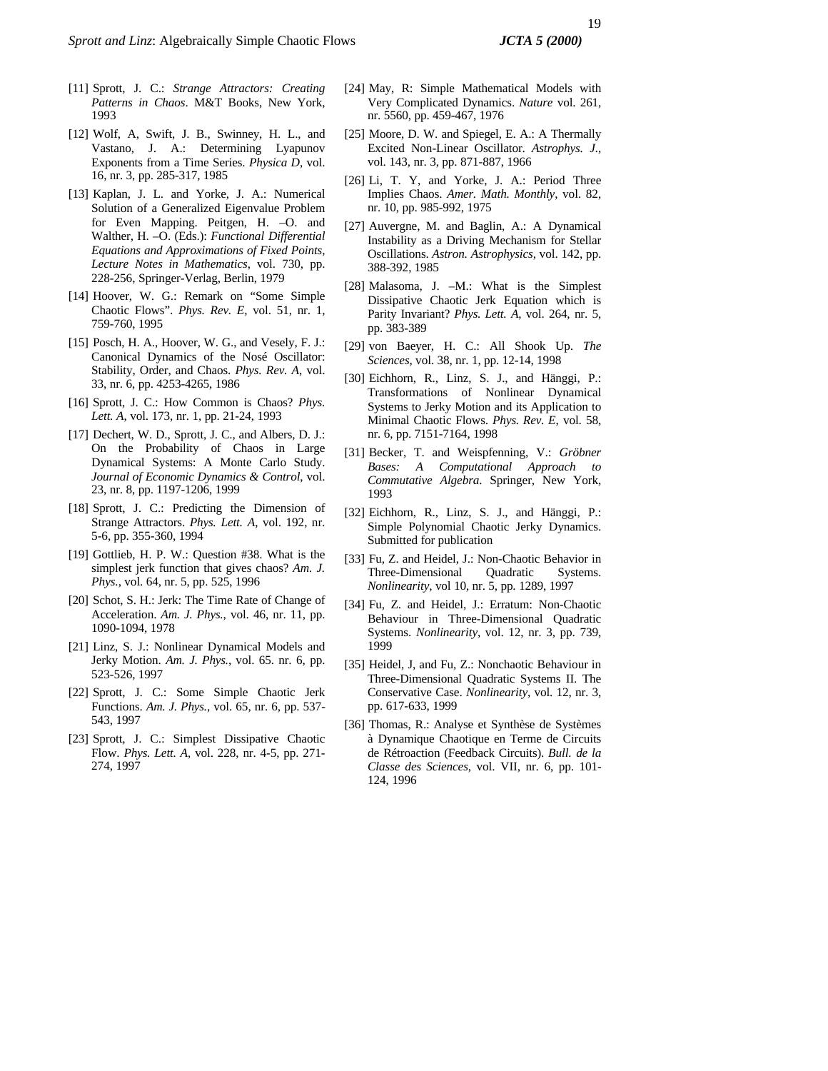[11] Sprott, J. C.: *Strange Attractors: Creating Patterns in Chaos*. M&T Books, New York, 1993

[12] Wolf, A, Swift, J. B., Swinney, H. L., and Vastano, J. A.: Determining Lyapunov Exponents from a Time Series. *Physica D*, vol. 16, nr. 3, pp. 285-317, 1985

[13] Kaplan, J. L. and Yorke, J. A.: Numerical Solution of a Generalized Eigenvalue Problem for Even Mapping. Peitgen, H. –O. and Walther, H. –O. (Eds.): *Functional Differential Equations and Approximations of Fixed Points, Lecture Notes in Mathematics*, vol. 730, pp. 228-256, Springer-Verlag, Berlin, 1979

[14] Hoover, W. G.: Remark on "Some Simple Chaotic Flows". *Phys. Rev. E*, vol. 51, nr. 1, 759-760, 1995

[15] Posch, H. A., Hoover, W. G., and Vesely, F. J.: Canonical Dynamics of the Nosé Oscillator: Stability, Order, and Chaos. *Phys. Rev. A*, vol. 33, nr. 6, pp. 4253-4265, 1986

[16] Sprott, J. C.: How Common is Chaos? *Phys. Lett. A*, vol. 173, nr. 1, pp. 21-24, 1993

[17] Dechert, W. D., Sprott, J. C., and Albers, D. J.: On the Probability of Chaos in Large Dynamical Systems: A Monte Carlo Study. *Journal of Economic Dynamics & Control*, vol. 23, nr. 8, pp. 1197-1206, 1999

[18] Sprott, J. C.: Predicting the Dimension of Strange Attractors. *Phys. Lett. A*, vol. 192, nr. 5-6, pp. 355-360, 1994

[19] Gottlieb, H. P. W.: Question #38. What is the simplest jerk function that gives chaos? *Am. J. Phys.*, vol. 64, nr. 5, pp. 525, 1996

[20] Schot, S. H.: Jerk: The Time Rate of Change of Acceleration. *Am. J. Phys.*, vol. 46, nr. 11, pp. 1090-1094, 1978

[21] Linz, S. J.: Nonlinear Dynamical Models and Jerky Motion. *Am. J. Phys.*, vol. 65. nr. 6, pp. 523-526, 1997

[22] Sprott, J. C.: Some Simple Chaotic Jerk Functions. *Am. J. Phys.*, vol. 65, nr. 6, pp. 537-543, 1997

[23] Sprott, J. C.: Simplest Dissipative Chaotic Flow. *Phys. Lett. A*, vol. 228, nr. 4-5, pp. 271-274, 1997

[24] May, R: Simple Mathematical Models with Very Complicated Dynamics. *Nature* vol. 261, nr. 5560, pp. 459-467, 1976

[25] Moore, D. W. and Spiegel, E. A.: A Thermally Excited Non-Linear Oscillator. *Astrophys. J.*, vol. 143, nr. 3, pp. 871-887, 1966

[26] Li, T. Y, and Yorke, J. A.: Period Three Implies Chaos. *Amer. Math. Monthly*, vol. 82, nr. 10, pp. 985-992, 1975

[27] Auvergne, M. and Baglin, A.: A Dynamical Instability as a Driving Mechanism for Stellar Oscillations. *Astron. Astrophysics*, vol. 142, pp. 388-392, 1985

[28] Malasoma, J. –M.: What is the Simplest Dissipative Chaotic Jerk Equation which is Parity Invariant? *Phys. Lett. A*, vol. 264, nr. 5, pp. 383-389

[29] von Baeyer, H. C.: All Shook Up. *The Sciences*, vol. 38, nr. 1, pp. 12-14, 1998

[30] Eichhorn, R., Linz, S. J., and Hänggi, P.: Transformations of Nonlinear Dynamical Systems to Jerky Motion and its Application to Minimal Chaotic Flows. *Phys. Rev. E*, vol. 58, nr. 6, pp. 7151-7164, 1998

[31] Becker, T. and Weispfenning, V.: *Gröbner Bases: A Computational Approach to Commutative Algebra*. Springer, New York, 1993

[32] Eichhorn, R., Linz, S. J., and Hänggi, P.: Simple Polynomial Chaotic Jerky Dynamics. Submitted for publication

[33] Fu, Z. and Heidel, J.: Non-Chaotic Behavior in Three-Dimensional Quadratic Systems. *Nonlinearity*, vol 10, nr. 5, pp. 1289, 1997

[34] Fu, Z. and Heidel, J.: Erratum: Non-Chaotic Behaviour in Three-Dimensional Quadratic Systems. *Nonlinearity*, vol. 12, nr. 3, pp. 739, 1999

[35] Heidel, J, and Fu, Z.: Nonchaotic Behaviour in Three-Dimensional Quadratic Systems II. The Conservative Case. *Nonlinearity*, vol. 12, nr. 3, pp. 617-633, 1999

[36] Thomas, R.: Analyse et Synthèse de Systèmes à Dynamique Chaotique en Terme de Circuits de Rétroaction (Feedback Circuits). *Bull. de la Classe des Sciences*, vol. VII, nr. 6, pp. 101-124, 1996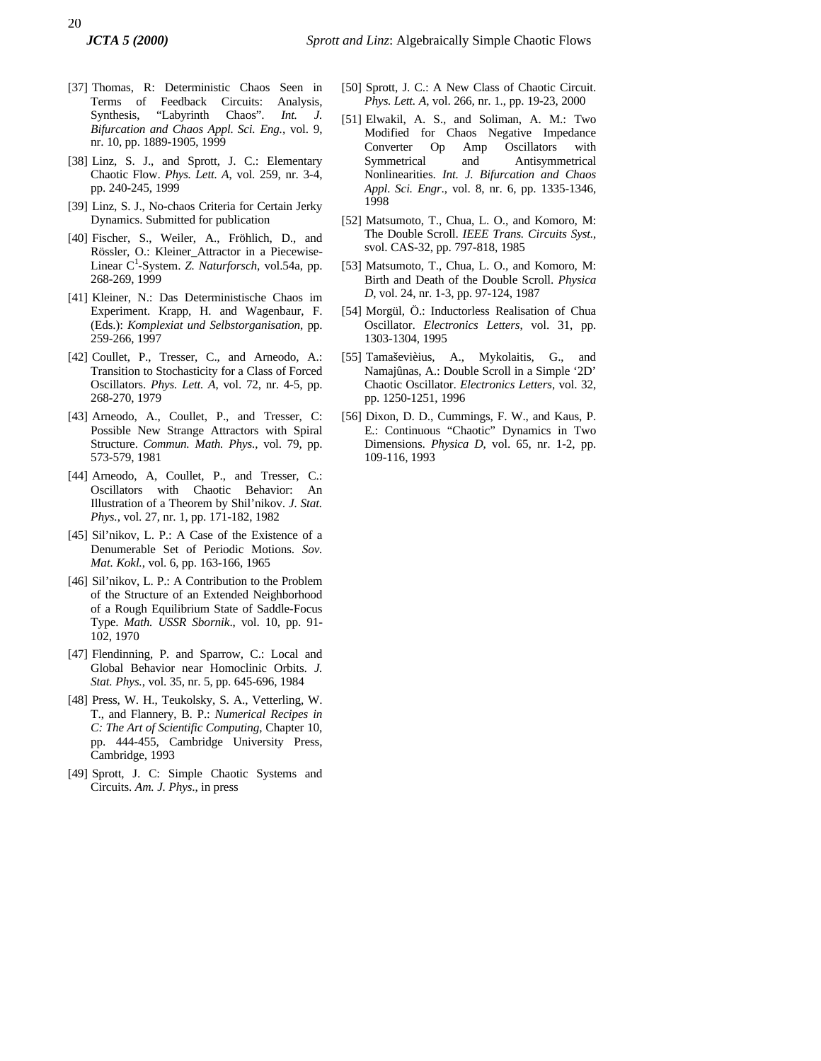[37] Thomas, R: Deterministic Chaos Seen in Terms of Feedback Circuits: Analysis, Synthesis, "Labyrinth Chaos". *Int. J. Bifurcation and Chaos Appl. Sci. Eng.*, vol. 9, nr. 10, pp. 1889-1905, 1999

[38] Linz, S. J., and Sprott, J. C.: Elementary Chaotic Flow. *Phys. Lett. A*, vol. 259, nr. 3-4, pp. 240-245, 1999

[39] Linz, S. J., No-chaos Criteria for Certain Jerky Dynamics. Submitted for publication

[40] Fischer, S., Weiler, A., Fröhlich, D., and Rössler, O.: Kleiner_Attractor in a Piecewise-Linear $C^1$-System. *Z. Naturforsch*, vol.54a, pp. 268-269, 1999

[41] Kleiner, N.: Das Deterministische Chaos im Experiment. Krapp, H. and Wagenbaur, F. (Eds.): *Komplexiat und Selbstorganisation*, pp. 259-266, 1997

[42] Coullet, P., Tresser, C., and Arneodo, A.: Transition to Stochasticity for a Class of Forced Oscillators. *Phys. Lett. A*, vol. 72, nr. 4-5, pp. 268-270, 1979

[43] Arneodo, A., Coullet, P., and Tresser, C: Possible New Strange Attractors with Spiral Structure. *Commun. Math. Phys.*, vol. 79, pp. 573-579, 1981

[44] Arneodo, A, Coullet, P., and Tresser, C.: Oscillators with Chaotic Behavior: An Illustration of a Theorem by Shil'nikov. *J. Stat. Phys.*, vol. 27, nr. 1, pp. 171-182, 1982

[45] Sil'nikov, L. P.: A Case of the Existence of a Denumerable Set of Periodic Motions. *Sov. Mat. Kokl.*, vol. 6, pp. 163-166, 1965

[46] Sil'nikov, L. P.: A Contribution to the Problem of the Structure of an Extended Neighborhood of a Rough Equilibrium State of Saddle-Focus Type. *Math. USSR Sbornik*., vol. 10, pp. 91-102, 1970

[47] Flendinning, P. and Sparrow, C.: Local and Global Behavior near Homoclinic Orbits. *J. Stat. Phys.*, vol. 35, nr. 5, pp. 645-696, 1984

[48] Press, W. H., Teukolsky, S. A., Vetterling, W. T., and Flannery, B. P.: *Numerical Recipes in C: The Art of Scientific Computing*, Chapter 10, pp. 444-455, Cambridge University Press, Cambridge, 1993

[49] Sprott, J. C: Simple Chaotic Systems and Circuits. *Am. J. Phys*., in press

[50] Sprott, J. C.: A New Class of Chaotic Circuit. *Phys. Lett. A*, vol. 266, nr. 1., pp. 19-23, 2000

[51] Elwakil, A. S., and Soliman, A. M.: Two Modified for Chaos Negative Impedance Converter Op Amp Oscillators with Symmetrical and Antisymmetrical Nonlinearities. *Int. J. Bifurcation and Chaos Appl. Sci. Engr*., vol. 8, nr. 6, pp. 1335-1346, 1998

[52] Matsumoto, T., Chua, L. O., and Komoro, M: The Double Scroll. *IEEE Trans. Circuits Syst.*, svol. CAS-32, pp. 797-818, 1985

[53] Matsumoto, T., Chua, L. O., and Komoro, M: Birth and Death of the Double Scroll. *Physica D*, vol. 24, nr. 1-3, pp. 97-124, 1987

[54] Morgül, Ö.: Inductorless Realisation of Chua Oscillator. *Electronics Letters*, vol. 31, pp. 1303-1304, 1995

[55] Tamaševièius, A., Mykolaitis, G., and Namajûnas, A.: Double Scroll in a Simple '2D' Chaotic Oscillator. *Electronics Letters*, vol. 32, pp. 1250-1251, 1996

[56] Dixon, D. D., Cummings, F. W., and Kaus, P. E.: Continuous "Chaotic" Dynamics in Two Dimensions. *Physica D*, vol. 65, nr. 1-2, pp. 109-116, 1993